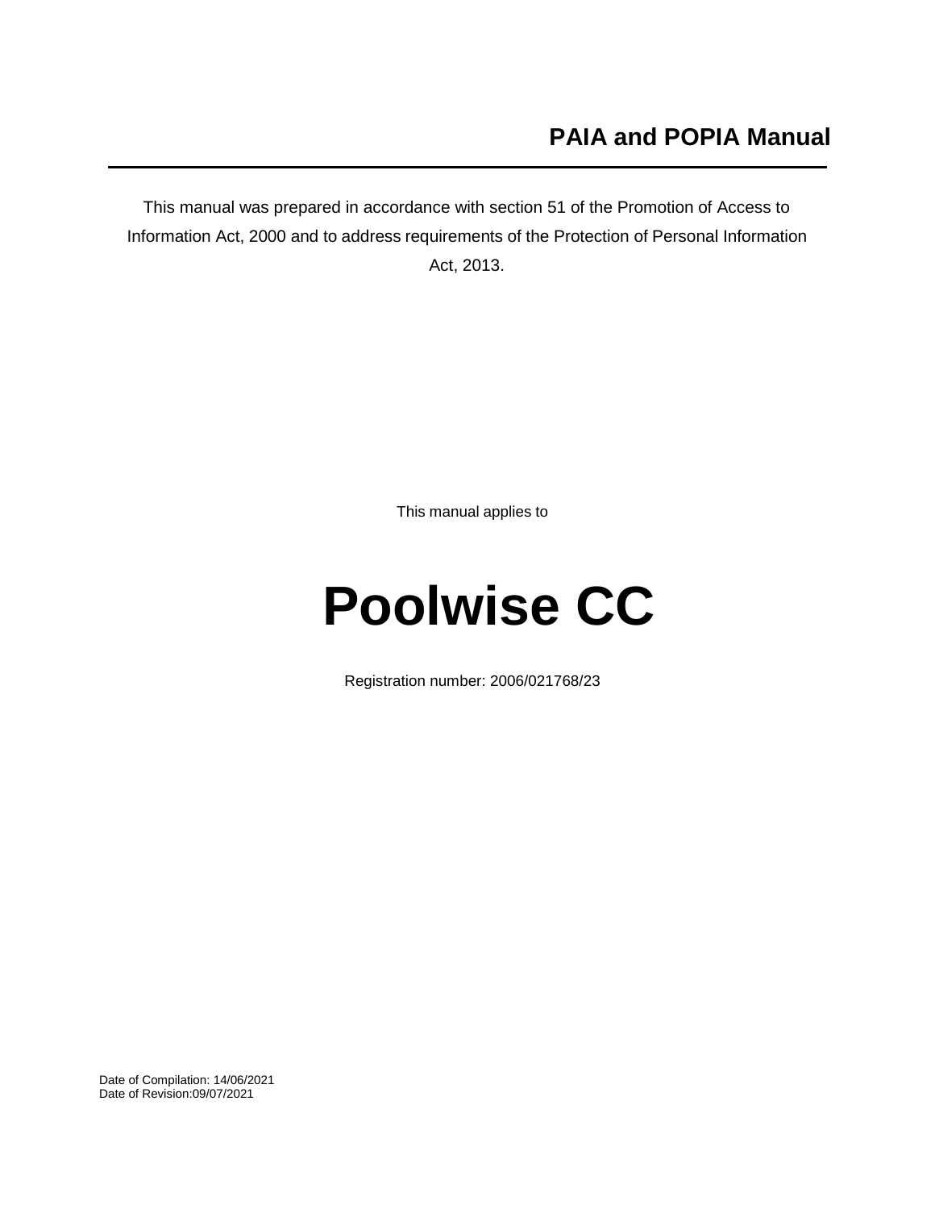# PAIA and POPIA Manual

This manual was prepared in accordance with section 51 of the Promotion of Access to Information Act, 2000 and to address requirements of the Protection of Personal Information Act, 2013.

This manual applies to

# Poolwise CC

Registration number: 2006/021768/23

Date of Compilation: 14/06/2021
Date of Revision:09/07/2021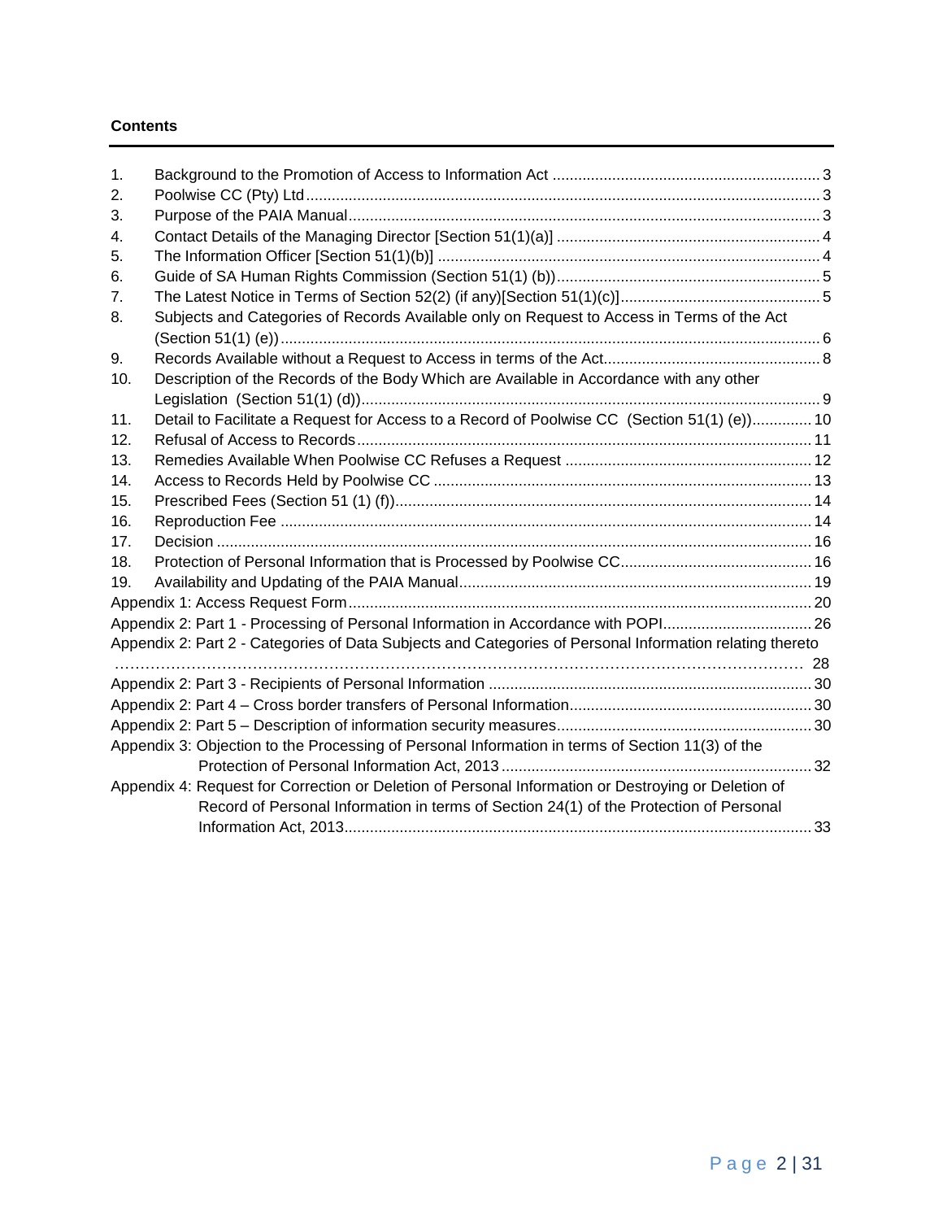**Contents**

| | | |
|---|---|---|
| 1. | Background to the Promotion of Access to Information Act | 3 |
| 2. | Poolwise CC (Pty) Ltd | 3 |
| 3. | Purpose of the PAIA Manual | 3 |
| 4. | Contact Details of the Managing Director [Section 51(1)(a)] | 4 |
| 5. | The Information Officer [Section 51(1)(b)] | 4 |
| 6. | Guide of SA Human Rights Commission (Section 51(1) (b)) | 5 |
| 7. | The Latest Notice in Terms of Section 52(2) (if any)[Section 51(1)(c)] | 5 |
| 8. | Subjects and Categories of Records Available only on Request to Access in Terms of the Act (Section 51(1) (e)) | 6 |
| 9. | Records Available without a Request to Access in terms of the Act | 8 |
| 10. | Description of the Records of the Body Which are Available in Accordance with any other Legislation (Section 51(1) (d)) | 9 |
| 11. | Detail to Facilitate a Request for Access to a Record of Poolwise CC (Section 51(1) (e)) | 10 |
| 12. | Refusal of Access to Records | 11 |
| 13. | Remedies Available When Poolwise CC Refuses a Request | 12 |
| 14. | Access to Records Held by Poolwise CC | 13 |
| 15. | Prescribed Fees (Section 51 (1) (f)) | 14 |
| 16. | Reproduction Fee | 14 |
| 17. | Decision | 16 |
| 18. | Protection of Personal Information that is Processed by Poolwise CC | 16 |
| 19. | Availability and Updating of the PAIA Manual | 19 |
| | Appendix 1: Access Request Form | 20 |
| | Appendix 2: Part 1 - Processing of Personal Information in Accordance with POPI | 26 |
| | Appendix 2: Part 2 - Categories of Data Subjects and Categories of Personal Information relating thereto | 28 |
| | Appendix 2: Part 3 - Recipients of Personal Information | 30 |
| | Appendix 2: Part 4 – Cross border transfers of Personal Information | 30 |
| | Appendix 2: Part 5 – Description of information security measures | 30 |
| | Appendix 3: Objection to the Processing of Personal Information in terms of Section 11(3) of the Protection of Personal Information Act, 2013 | 32 |
| | Appendix 4: Request for Correction or Deletion of Personal Information or Destroying or Deletion of Record of Personal Information in terms of Section 24(1) of the Protection of Personal Information Act, 2013 | 33 |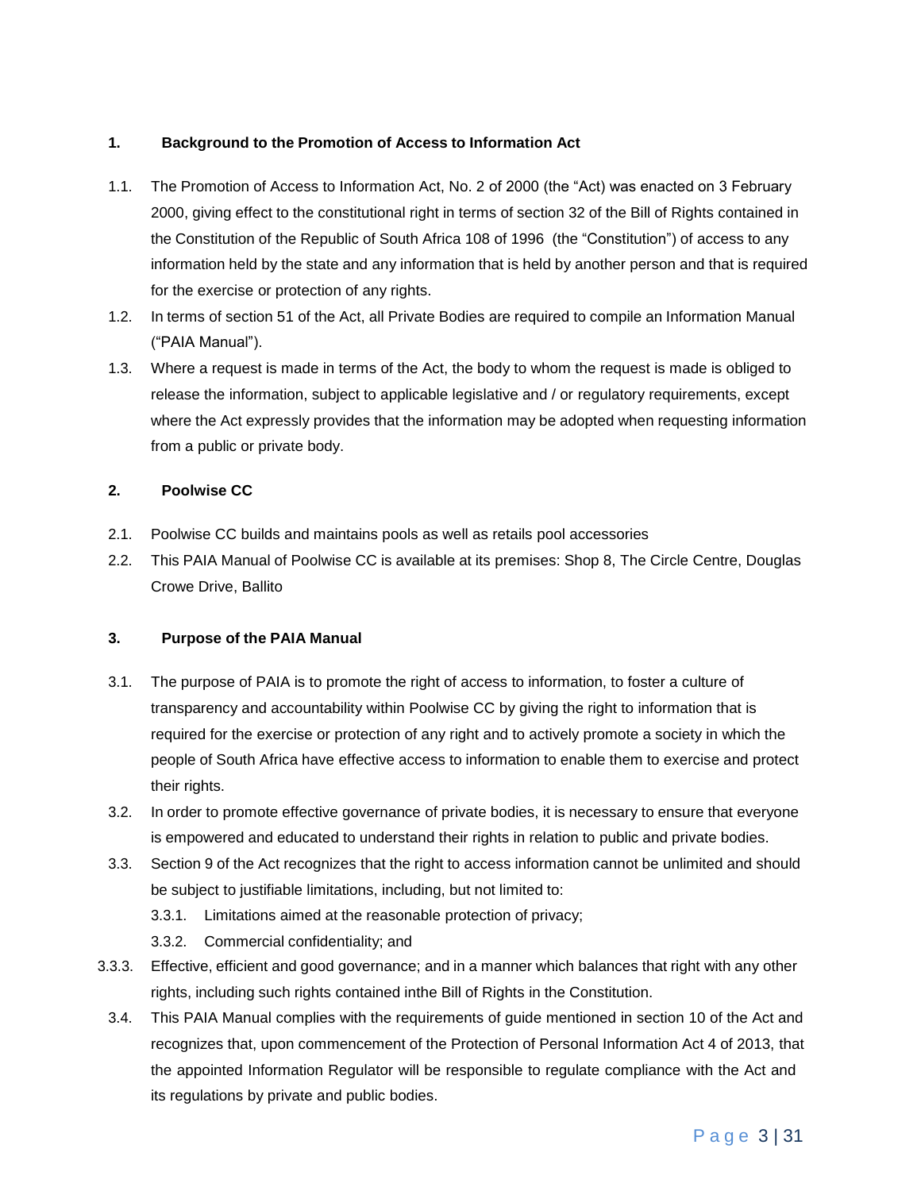## 1. Background to the Promotion of Access to Information Act

1.1. The Promotion of Access to Information Act, No. 2 of 2000 (the "Act) was enacted on 3 February 2000, giving effect to the constitutional right in terms of section 32 of the Bill of Rights contained in the Constitution of the Republic of South Africa 108 of 1996 (the "Constitution") of access to any information held by the state and any information that is held by another person and that is required for the exercise or protection of any rights.

1.2. In terms of section 51 of the Act, all Private Bodies are required to compile an Information Manual ("PAIA Manual").

1.3. Where a request is made in terms of the Act, the body to whom the request is made is obliged to release the information, subject to applicable legislative and / or regulatory requirements, except where the Act expressly provides that the information may be adopted when requesting information from a public or private body.

## 2. Poolwise CC

2.1. Poolwise CC builds and maintains pools as well as retails pool accessories

2.2. This PAIA Manual of Poolwise CC is available at its premises: Shop 8, The Circle Centre, Douglas Crowe Drive, Ballito

## 3. Purpose of the PAIA Manual

3.1. The purpose of PAIA is to promote the right of access to information, to foster a culture of transparency and accountability within Poolwise CC by giving the right to information that is required for the exercise or protection of any right and to actively promote a society in which the people of South Africa have effective access to information to enable them to exercise and protect their rights.

3.2. In order to promote effective governance of private bodies, it is necessary to ensure that everyone is empowered and educated to understand their rights in relation to public and private bodies.

3.3. Section 9 of the Act recognizes that the right to access information cannot be unlimited and should be subject to justifiable limitations, including, but not limited to:

3.3.1. Limitations aimed at the reasonable protection of privacy;

3.3.2. Commercial confidentiality; and

3.3.3. Effective, efficient and good governance; and in a manner which balances that right with any other rights, including such rights contained inthe Bill of Rights in the Constitution.

3.4. This PAIA Manual complies with the requirements of guide mentioned in section 10 of the Act and recognizes that, upon commencement of the Protection of Personal Information Act 4 of 2013, that the appointed Information Regulator will be responsible to regulate compliance with the Act and its regulations by private and public bodies.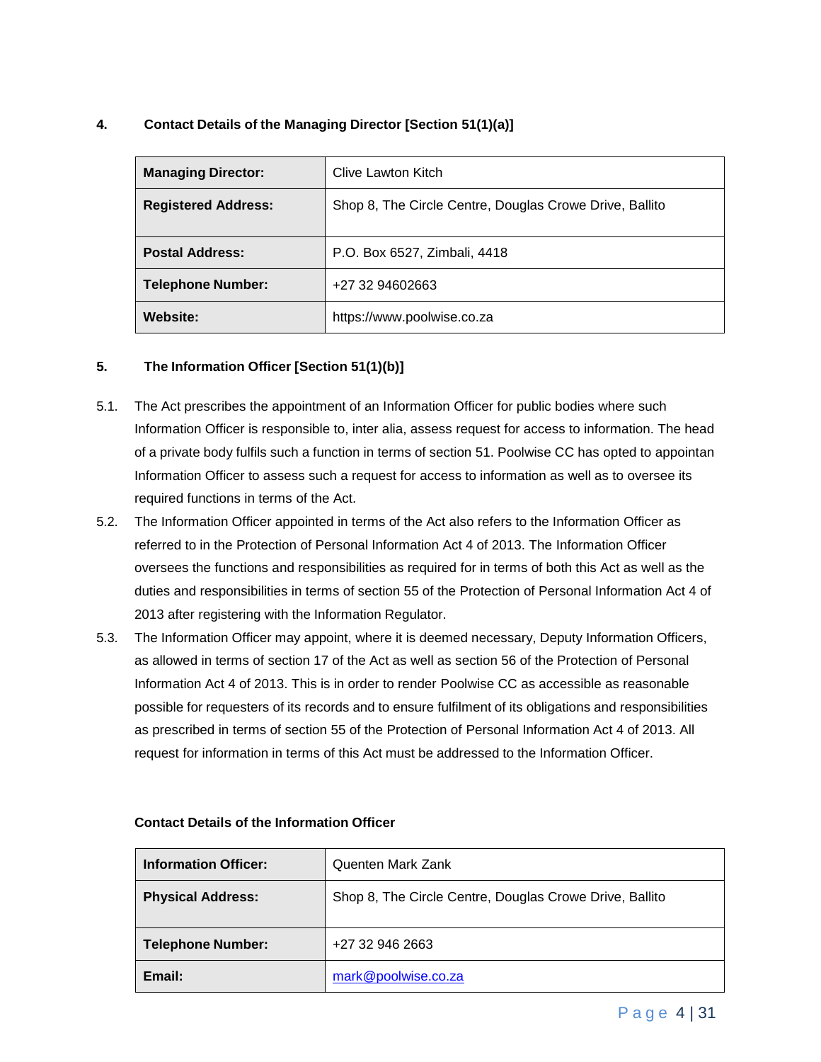## 4. Contact Details of the Managing Director [Section 51(1)(a)]

| | |
|---|---|
| **Managing Director:** | Clive Lawton Kitch |
| **Registered Address:** | Shop 8, The Circle Centre, Douglas Crowe Drive, Ballito |
| **Postal Address:** | P.O. Box 6527, Zimbali, 4418 |
| **Telephone Number:** | +27 32 94602663 |
| **Website:** | https://www.poolwise.co.za |

## 5. The Information Officer [Section 51(1)(b)]

5.1. The Act prescribes the appointment of an Information Officer for public bodies where such Information Officer is responsible to, inter alia, assess request for access to information. The head of a private body fulfils such a function in terms of section 51. Poolwise CC has opted to appointan Information Officer to assess such a request for access to information as well as to oversee its required functions in terms of the Act.

5.2. The Information Officer appointed in terms of the Act also refers to the Information Officer as referred to in the Protection of Personal Information Act 4 of 2013. The Information Officer oversees the functions and responsibilities as required for in terms of both this Act as well as the duties and responsibilities in terms of section 55 of the Protection of Personal Information Act 4 of 2013 after registering with the Information Regulator.

5.3. The Information Officer may appoint, where it is deemed necessary, Deputy Information Officers, as allowed in terms of section 17 of the Act as well as section 56 of the Protection of Personal Information Act 4 of 2013. This is in order to render Poolwise CC as accessible as reasonable possible for requesters of its records and to ensure fulfilment of its obligations and responsibilities as prescribed in terms of section 55 of the Protection of Personal Information Act 4 of 2013. All request for information in terms of this Act must be addressed to the Information Officer.

**Contact Details of the Information Officer**

| | |
|---|---|
| **Information Officer:** | Quenten Mark Zank |
| **Physical Address:** | Shop 8, The Circle Centre, Douglas Crowe Drive, Ballito |
| **Telephone Number:** | +27 32 946 2663 |
| **Email:** | mark@poolwise.co.za |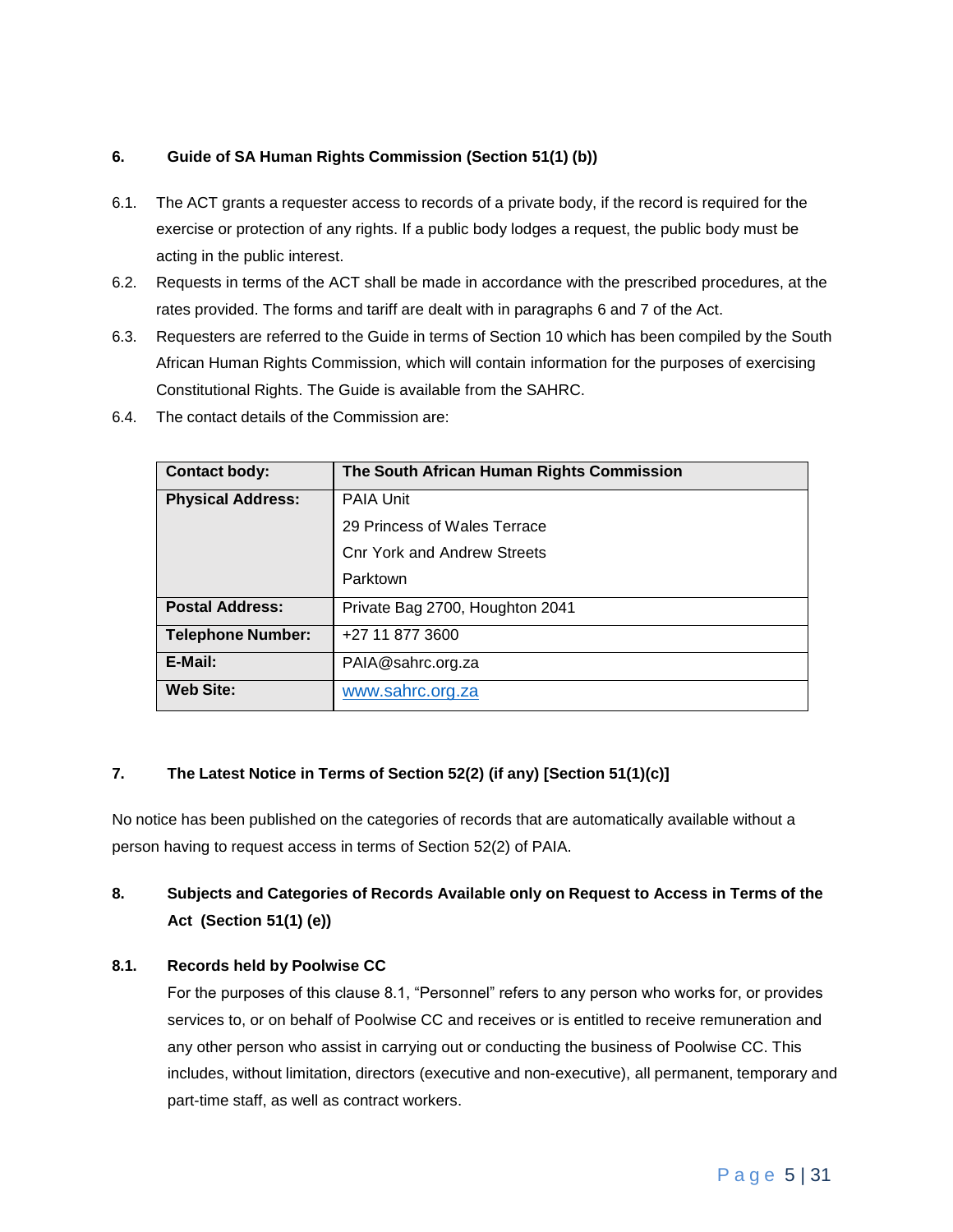## 6. Guide of SA Human Rights Commission (Section 51(1) (b))

6.1. The ACT grants a requester access to records of a private body, if the record is required for the exercise or protection of any rights. If a public body lodges a request, the public body must be acting in the public interest.

6.2. Requests in terms of the ACT shall be made in accordance with the prescribed procedures, at the rates provided. The forms and tariff are dealt with in paragraphs 6 and 7 of the Act.

6.3. Requesters are referred to the Guide in terms of Section 10 which has been compiled by the South African Human Rights Commission, which will contain information for the purposes of exercising Constitutional Rights. The Guide is available from the SAHRC.

6.4. The contact details of the Commission are:

| **Contact body:** | **The South African Human Rights Commission** |
|---|---|
| **Physical Address:** | PAIA Unit<br>29 Princess of Wales Terrace<br>Cnr York and Andrew Streets<br>Parktown |
| **Postal Address:** | Private Bag 2700, Houghton 2041 |
| **Telephone Number:** | +27 11 877 3600 |
| **E-Mail:** | PAIA@sahrc.org.za |
| **Web Site:** | www.sahrc.org.za |

## 7. The Latest Notice in Terms of Section 52(2) (if any) [Section 51(1)(c)]

No notice has been published on the categories of records that are automatically available without a person having to request access in terms of Section 52(2) of PAIA.

## 8. Subjects and Categories of Records Available only on Request to Access in Terms of the Act (Section 51(1) (e))

### 8.1. Records held by Poolwise CC

For the purposes of this clause 8.1, "Personnel" refers to any person who works for, or provides services to, or on behalf of Poolwise CC and receives or is entitled to receive remuneration and any other person who assist in carrying out or conducting the business of Poolwise CC. This includes, without limitation, directors (executive and non-executive), all permanent, temporary and part-time staff, as well as contract workers.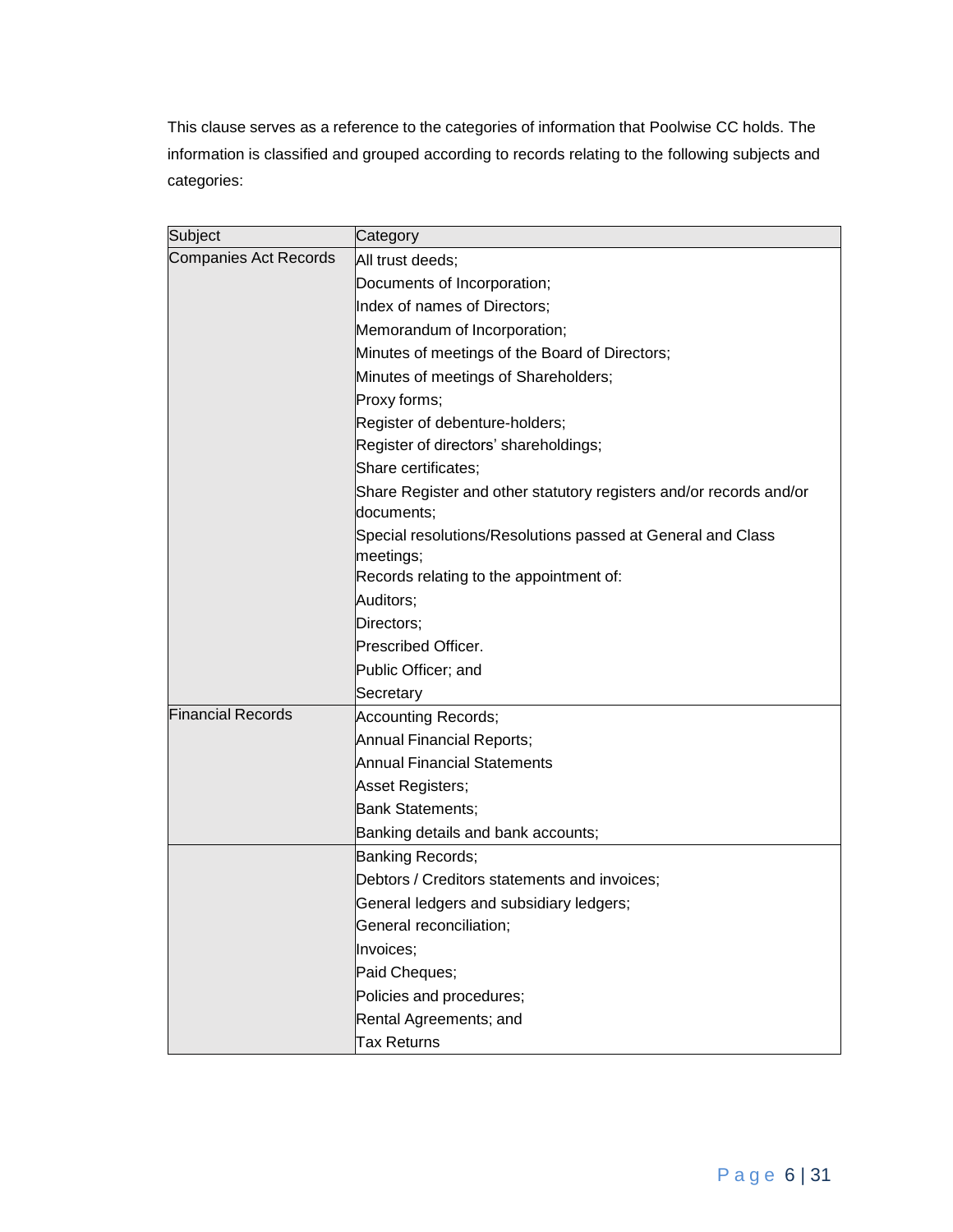This clause serves as a reference to the categories of information that Poolwise CC holds. The information is classified and grouped according to records relating to the following subjects and categories:

| Subject | Category |
|---|---|
| Companies Act Records | All trust deeds; |
| | Documents of Incorporation; |
| | Index of names of Directors; |
| | Memorandum of Incorporation; |
| | Minutes of meetings of the Board of Directors; |
| | Minutes of meetings of Shareholders; |
| | Proxy forms; |
| | Register of debenture-holders; |
| | Register of directors' shareholdings; |
| | Share certificates; |
| | Share Register and other statutory registers and/or records and/or documents; |
| | Special resolutions/Resolutions passed at General and Class meetings; |
| | Records relating to the appointment of: |
| | Auditors; |
| | Directors; |
| | Prescribed Officer. |
| | Public Officer; and |
| | Secretary |
| Financial Records | Accounting Records; |
| | Annual Financial Reports; |
| | Annual Financial Statements |
| | Asset Registers; |
| | Bank Statements; |
| | Banking details and bank accounts; |
| | Banking Records; |
| | Debtors / Creditors statements and invoices; |
| | General ledgers and subsidiary ledgers; |
| | General reconciliation; |
| | Invoices; |
| | Paid Cheques; |
| | Policies and procedures; |
| | Rental Agreements; and |
| | Tax Returns |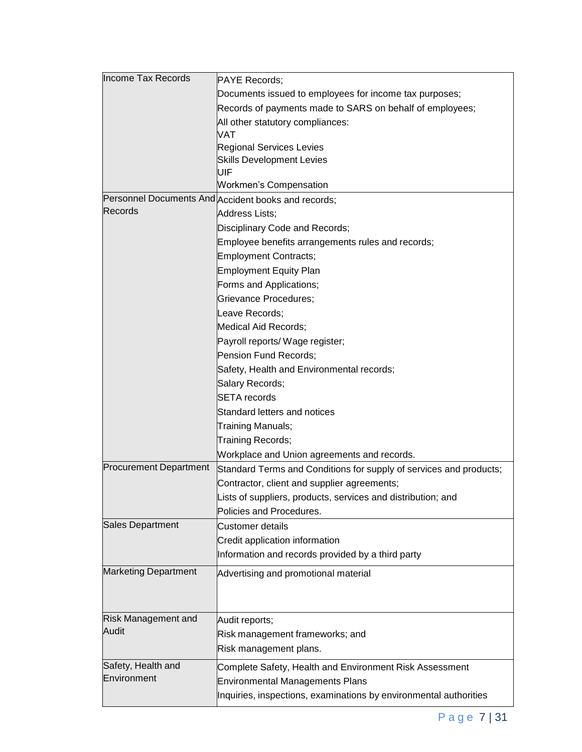| | |
|---|---|
| Income Tax Records | PAYE Records;<br>Documents issued to employees for income tax purposes;<br>Records of payments made to SARS on behalf of employees;<br>All other statutory compliances:<br>VAT<br>Regional Services Levies<br>Skills Development Levies<br>UIF<br>Workmen's Compensation |
| Personnel Documents And Records | Accident books and records;<br>Address Lists;<br>Disciplinary Code and Records;<br>Employee benefits arrangements rules and records;<br>Employment Contracts;<br>Employment Equity Plan<br>Forms and Applications;<br>Grievance Procedures;<br>Leave Records;<br>Medical Aid Records;<br>Payroll reports/ Wage register;<br>Pension Fund Records;<br>Safety, Health and Environmental records;<br>Salary Records;<br>SETA records<br>Standard letters and notices<br>Training Manuals;<br>Training Records;<br>Workplace and Union agreements and records. |
| Procurement Department | Standard Terms and Conditions for supply of services and products;<br>Contractor, client and supplier agreements;<br>Lists of suppliers, products, services and distribution; and<br>Policies and Procedures. |
| Sales Department | Customer details<br>Credit application information<br>Information and records provided by a third party |
| Marketing Department | Advertising and promotional material |
| Risk Management and Audit | Audit reports;<br>Risk management frameworks; and<br>Risk management plans. |
| Safety, Health and Environment | Complete Safety, Health and Environment Risk Assessment<br>Environmental Managements Plans<br>Inquiries, inspections, examinations by environmental authorities |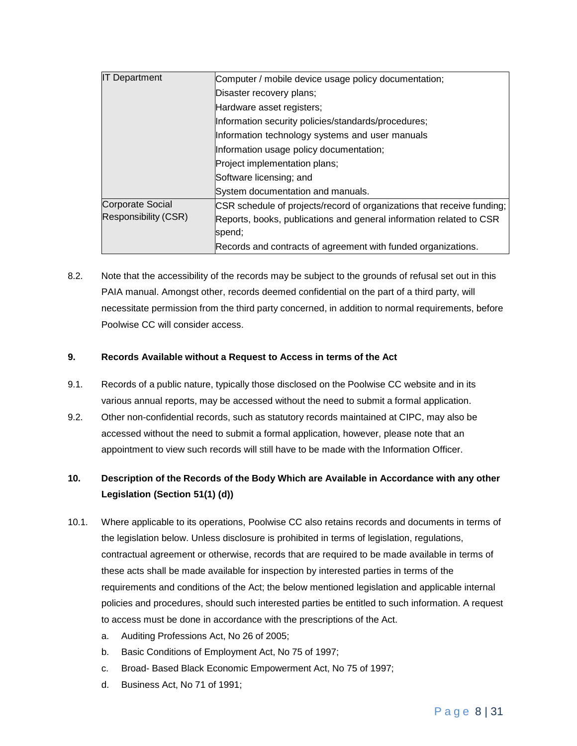| | |
|---|---|
| IT Department | Computer / mobile device usage policy documentation;<br>Disaster recovery plans;<br>Hardware asset registers;<br>Information security policies/standards/procedures;<br>Information technology systems and user manuals<br>Information usage policy documentation;<br>Project implementation plans;<br>Software licensing; and<br>System documentation and manuals. |
| Corporate Social Responsibility (CSR) | CSR schedule of projects/record of organizations that receive funding;<br>Reports, books, publications and general information related to CSR spend;<br>Records and contracts of agreement with funded organizations. |

8.2. Note that the accessibility of the records may be subject to the grounds of refusal set out in this PAIA manual. Amongst other, records deemed confidential on the part of a third party, will necessitate permission from the third party concerned, in addition to normal requirements, before Poolwise CC will consider access.

### 9. Records Available without a Request to Access in terms of the Act

9.1. Records of a public nature, typically those disclosed on the Poolwise CC website and in its various annual reports, may be accessed without the need to submit a formal application.

9.2. Other non-confidential records, such as statutory records maintained at CIPC, may also be accessed without the need to submit a formal application, however, please note that an appointment to view such records will still have to be made with the Information Officer.

### 10. Description of the Records of the Body Which are Available in Accordance with any other Legislation (Section 51(1) (d))

10.1. Where applicable to its operations, Poolwise CC also retains records and documents in terms of the legislation below. Unless disclosure is prohibited in terms of legislation, regulations, contractual agreement or otherwise, records that are required to be made available in terms of these acts shall be made available for inspection by interested parties in terms of the requirements and conditions of the Act; the below mentioned legislation and applicable internal policies and procedures, should such interested parties be entitled to such information. A request to access must be done in accordance with the prescriptions of the Act.

a. Auditing Professions Act, No 26 of 2005;
b. Basic Conditions of Employment Act, No 75 of 1997;
c. Broad- Based Black Economic Empowerment Act, No 75 of 1997;
d. Business Act, No 71 of 1991;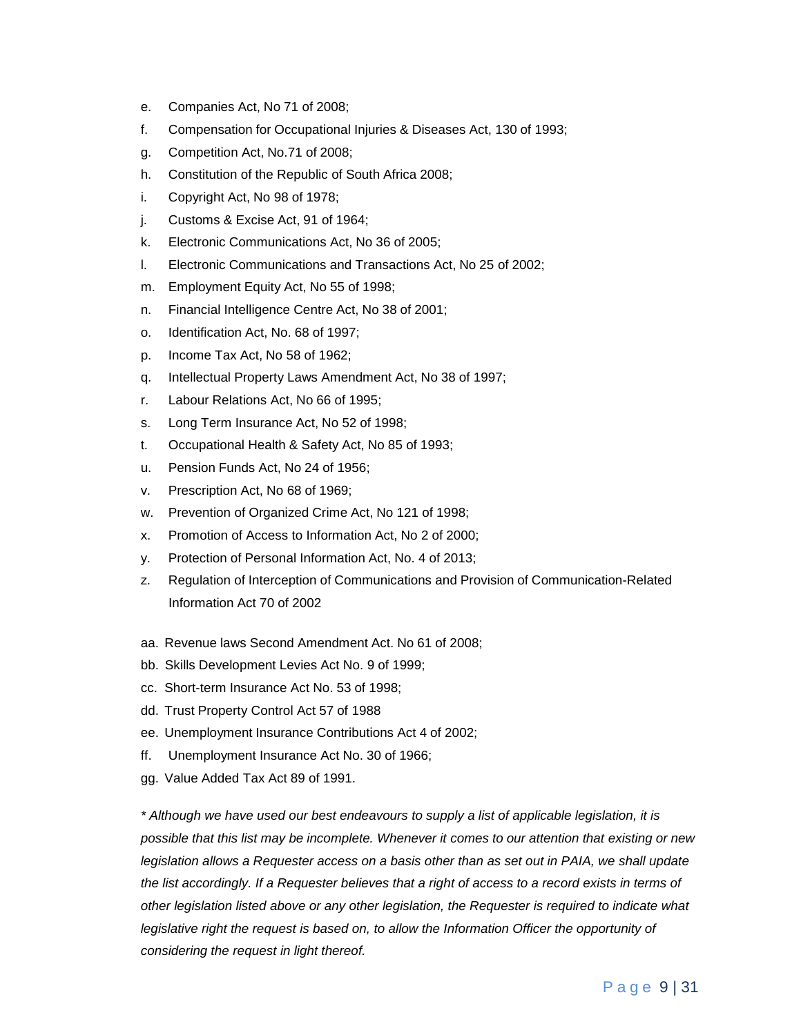e. Companies Act, No 71 of 2008;
f. Compensation for Occupational Injuries & Diseases Act, 130 of 1993;
g. Competition Act, No.71 of 2008;
h. Constitution of the Republic of South Africa 2008;
i. Copyright Act, No 98 of 1978;
j. Customs & Excise Act, 91 of 1964;
k. Electronic Communications Act, No 36 of 2005;
l. Electronic Communications and Transactions Act, No 25 of 2002;
m. Employment Equity Act, No 55 of 1998;
n. Financial Intelligence Centre Act, No 38 of 2001;
o. Identification Act, No. 68 of 1997;
p. Income Tax Act, No 58 of 1962;
q. Intellectual Property Laws Amendment Act, No 38 of 1997;
r. Labour Relations Act, No 66 of 1995;
s. Long Term Insurance Act, No 52 of 1998;
t. Occupational Health & Safety Act, No 85 of 1993;
u. Pension Funds Act, No 24 of 1956;
v. Prescription Act, No 68 of 1969;
w. Prevention of Organized Crime Act, No 121 of 1998;
x. Promotion of Access to Information Act, No 2 of 2000;
y. Protection of Personal Information Act, No. 4 of 2013;
z. Regulation of Interception of Communications and Provision of Communication-Related Information Act 70 of 2002

aa. Revenue laws Second Amendment Act. No 61 of 2008;
bb. Skills Development Levies Act No. 9 of 1999;
cc. Short-term Insurance Act No. 53 of 1998;
dd. Trust Property Control Act 57 of 1988
ee. Unemployment Insurance Contributions Act 4 of 2002;
ff. Unemployment Insurance Act No. 30 of 1966;
gg. Value Added Tax Act 89 of 1991.

*\* Although we have used our best endeavours to supply a list of applicable legislation, it is possible that this list may be incomplete. Whenever it comes to our attention that existing or new legislation allows a Requester access on a basis other than as set out in PAIA, we shall update the list accordingly. If a Requester believes that a right of access to a record exists in terms of other legislation listed above or any other legislation, the Requester is required to indicate what legislative right the request is based on, to allow the Information Officer the opportunity of considering the request in light thereof.*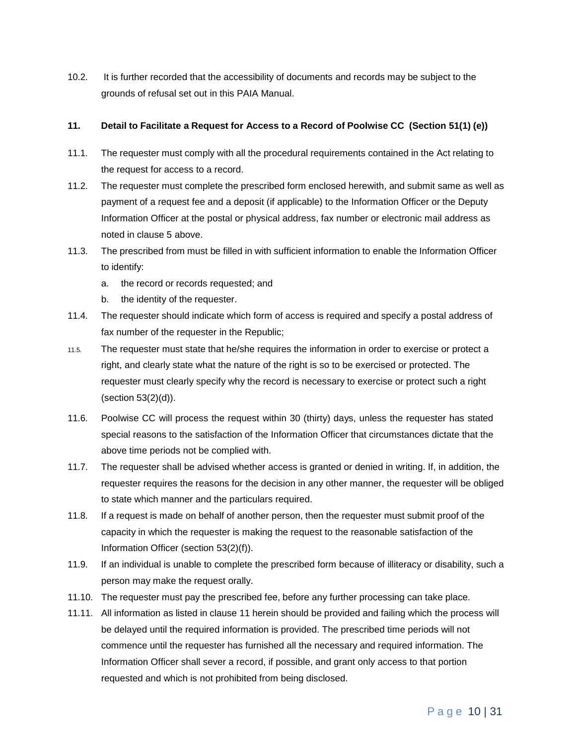10.2. It is further recorded that the accessibility of documents and records may be subject to the grounds of refusal set out in this PAIA Manual.

## 11. Detail to Facilitate a Request for Access to a Record of Poolwise CC (Section 51(1) (e))

11.1. The requester must comply with all the procedural requirements contained in the Act relating to the request for access to a record.

11.2. The requester must complete the prescribed form enclosed herewith, and submit same as well as payment of a request fee and a deposit (if applicable) to the Information Officer or the Deputy Information Officer at the postal or physical address, fax number or electronic mail address as noted in clause 5 above.

11.3. The prescribed from must be filled in with sufficient information to enable the Information Officer to identify:

a. the record or records requested; and

b. the identity of the requester.

11.4. The requester should indicate which form of access is required and specify a postal address of fax number of the requester in the Republic;

11.5. The requester must state that he/she requires the information in order to exercise or protect a right, and clearly state what the nature of the right is so to be exercised or protected. The requester must clearly specify why the record is necessary to exercise or protect such a right (section 53(2)(d)).

11.6. Poolwise CC will process the request within 30 (thirty) days, unless the requester has stated special reasons to the satisfaction of the Information Officer that circumstances dictate that the above time periods not be complied with.

11.7. The requester shall be advised whether access is granted or denied in writing. If, in addition, the requester requires the reasons for the decision in any other manner, the requester will be obliged to state which manner and the particulars required.

11.8. If a request is made on behalf of another person, then the requester must submit proof of the capacity in which the requester is making the request to the reasonable satisfaction of the Information Officer (section 53(2)(f)).

11.9. If an individual is unable to complete the prescribed form because of illiteracy or disability, such a person may make the request orally.

11.10. The requester must pay the prescribed fee, before any further processing can take place.

11.11. All information as listed in clause 11 herein should be provided and failing which the process will be delayed until the required information is provided. The prescribed time periods will not commence until the requester has furnished all the necessary and required information. The Information Officer shall sever a record, if possible, and grant only access to that portion requested and which is not prohibited from being disclosed.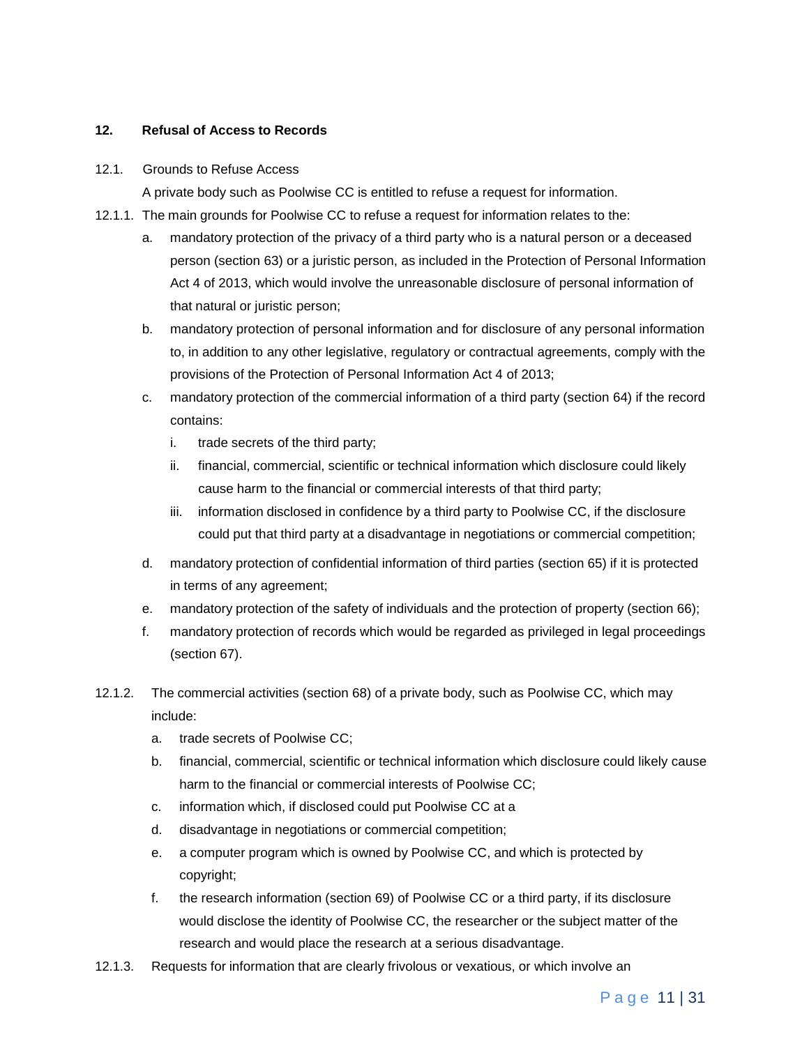**12. Refusal of Access to Records**

12.1. Grounds to Refuse Access

A private body such as Poolwise CC is entitled to refuse a request for information.

12.1.1. The main grounds for Poolwise CC to refuse a request for information relates to the:

a. mandatory protection of the privacy of a third party who is a natural person or a deceased person (section 63) or a juristic person, as included in the Protection of Personal Information Act 4 of 2013, which would involve the unreasonable disclosure of personal information of that natural or juristic person;

b. mandatory protection of personal information and for disclosure of any personal information to, in addition to any other legislative, regulatory or contractual agreements, comply with the provisions of the Protection of Personal Information Act 4 of 2013;

c. mandatory protection of the commercial information of a third party (section 64) if the record contains:

   i. trade secrets of the third party;

   ii. financial, commercial, scientific or technical information which disclosure could likely cause harm to the financial or commercial interests of that third party;

   iii. information disclosed in confidence by a third party to Poolwise CC, if the disclosure could put that third party at a disadvantage in negotiations or commercial competition;

d. mandatory protection of confidential information of third parties (section 65) if it is protected in terms of any agreement;

e. mandatory protection of the safety of individuals and the protection of property (section 66);

f. mandatory protection of records which would be regarded as privileged in legal proceedings (section 67).

12.1.2. The commercial activities (section 68) of a private body, such as Poolwise CC, which may include:

a. trade secrets of Poolwise CC;

b. financial, commercial, scientific or technical information which disclosure could likely cause harm to the financial or commercial interests of Poolwise CC;

c. information which, if disclosed could put Poolwise CC at a

d. disadvantage in negotiations or commercial competition;

e. a computer program which is owned by Poolwise CC, and which is protected by copyright;

f. the research information (section 69) of Poolwise CC or a third party, if its disclosure would disclose the identity of Poolwise CC, the researcher or the subject matter of the research and would place the research at a serious disadvantage.

12.1.3. Requests for information that are clearly frivolous or vexatious, or which involve an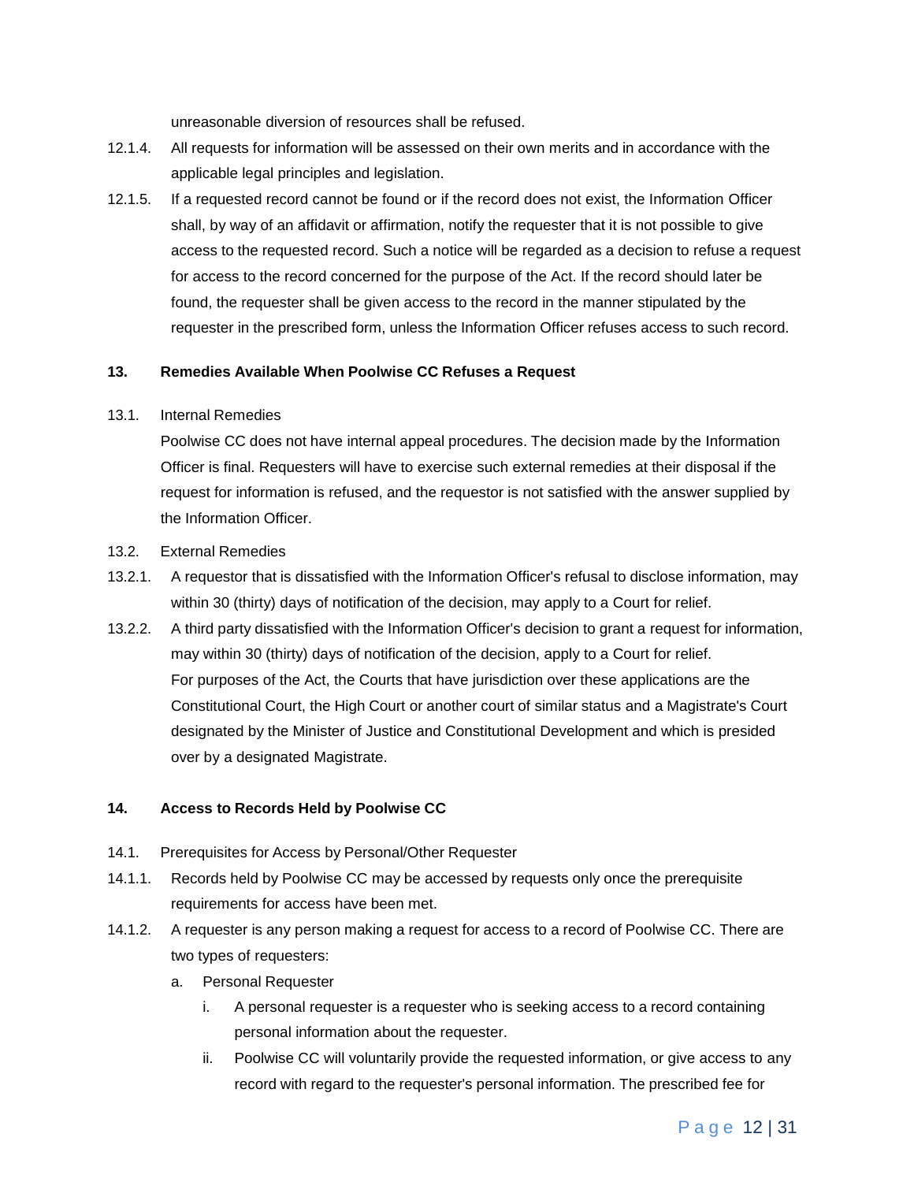unreasonable diversion of resources shall be refused.

12.1.4. All requests for information will be assessed on their own merits and in accordance with the applicable legal principles and legislation.

12.1.5. If a requested record cannot be found or if the record does not exist, the Information Officer shall, by way of an affidavit or affirmation, notify the requester that it is not possible to give access to the requested record. Such a notice will be regarded as a decision to refuse a request for access to the record concerned for the purpose of the Act. If the record should later be found, the requester shall be given access to the record in the manner stipulated by the requester in the prescribed form, unless the Information Officer refuses access to such record.

**13. Remedies Available When Poolwise CC Refuses a Request**

13.1. Internal Remedies

Poolwise CC does not have internal appeal procedures. The decision made by the Information Officer is final. Requesters will have to exercise such external remedies at their disposal if the request for information is refused, and the requestor is not satisfied with the answer supplied by the Information Officer.

13.2. External Remedies

13.2.1. A requestor that is dissatisfied with the Information Officer's refusal to disclose information, may within 30 (thirty) days of notification of the decision, may apply to a Court for relief.

13.2.2. A third party dissatisfied with the Information Officer's decision to grant a request for information, may within 30 (thirty) days of notification of the decision, apply to a Court for relief.

For purposes of the Act, the Courts that have jurisdiction over these applications are the Constitutional Court, the High Court or another court of similar status and a Magistrate's Court designated by the Minister of Justice and Constitutional Development and which is presided over by a designated Magistrate.

**14. Access to Records Held by Poolwise CC**

14.1. Prerequisites for Access by Personal/Other Requester

14.1.1. Records held by Poolwise CC may be accessed by requests only once the prerequisite requirements for access have been met.

14.1.2. A requester is any person making a request for access to a record of Poolwise CC. There are two types of requesters:

a. Personal Requester

   i. A personal requester is a requester who is seeking access to a record containing personal information about the requester.

   ii. Poolwise CC will voluntarily provide the requested information, or give access to any record with regard to the requester's personal information. The prescribed fee for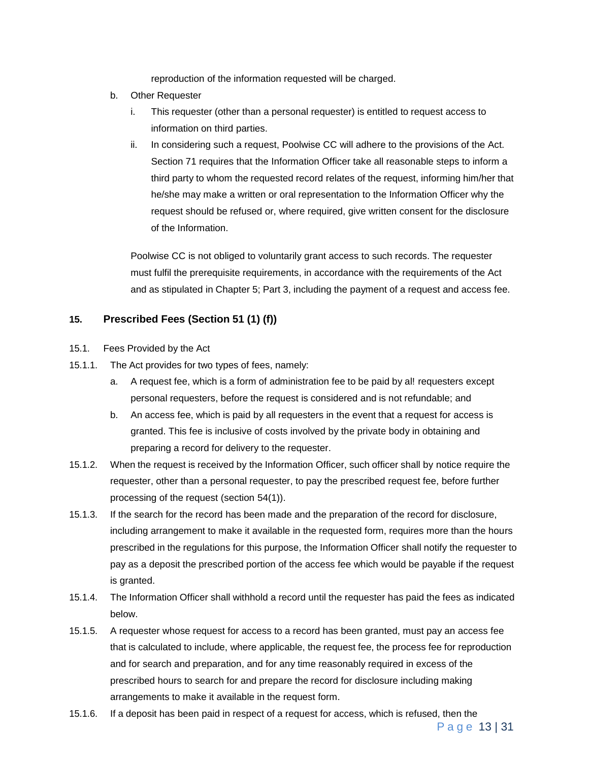reproduction of the information requested will be charged.

b. Other Requester

   i. This requester (other than a personal requester) is entitled to request access to information on third parties.

   ii. In considering such a request, Poolwise CC will adhere to the provisions of the Act. Section 71 requires that the Information Officer take all reasonable steps to inform a third party to whom the requested record relates of the request, informing him/her that he/she may make a written or oral representation to the Information Officer why the request should be refused or, where required, give written consent for the disclosure of the Information.

Poolwise CC is not obliged to voluntarily grant access to such records. The requester must fulfil the prerequisite requirements, in accordance with the requirements of the Act and as stipulated in Chapter 5; Part 3, including the payment of a request and access fee.

## 15. Prescribed Fees (Section 51 (1) (f))

15.1. Fees Provided by the Act

15.1.1. The Act provides for two types of fees, namely:

a. A request fee, which is a form of administration fee to be paid by al! requesters except personal requesters, before the request is considered and is not refundable; and

b. An access fee, which is paid by all requesters in the event that a request for access is granted. This fee is inclusive of costs involved by the private body in obtaining and preparing a record for delivery to the requester.

15.1.2. When the request is received by the Information Officer, such officer shall by notice require the requester, other than a personal requester, to pay the prescribed request fee, before further processing of the request (section 54(1)).

15.1.3. If the search for the record has been made and the preparation of the record for disclosure, including arrangement to make it available in the requested form, requires more than the hours prescribed in the regulations for this purpose, the Information Officer shall notify the requester to pay as a deposit the prescribed portion of the access fee which would be payable if the request is granted.

15.1.4. The Information Officer shall withhold a record until the requester has paid the fees as indicated below.

15.1.5. A requester whose request for access to a record has been granted, must pay an access fee that is calculated to include, where applicable, the request fee, the process fee for reproduction and for search and preparation, and for any time reasonably required in excess of the prescribed hours to search for and prepare the record for disclosure including making arrangements to make it available in the request form.

15.1.6. If a deposit has been paid in respect of a request for access, which is refused, then the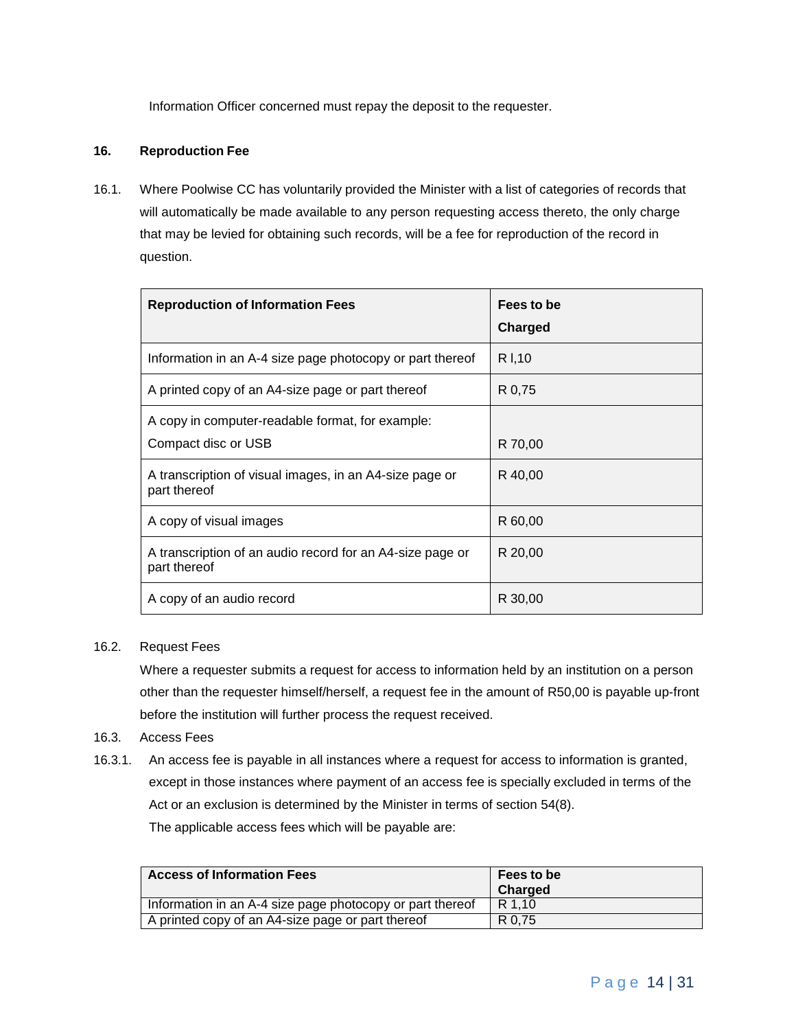Information Officer concerned must repay the deposit to the requester.

## 16. Reproduction Fee

16.1. Where Poolwise CC has voluntarily provided the Minister with a list of categories of records that will automatically be made available to any person requesting access thereto, the only charge that may be levied for obtaining such records, will be a fee for reproduction of the record in question.

| Reproduction of Information Fees | Fees to be Charged |
|---|---|
| Information in an A-4 size page photocopy or part thereof | R l,10 |
| A printed copy of an A4-size page or part thereof | R 0,75 |
| A copy in computer-readable format, for example: Compact disc or USB | R 70,00 |
| A transcription of visual images, in an A4-size page or part thereof | R 40,00 |
| A copy of visual images | R 60,00 |
| A transcription of an audio record for an A4-size page or part thereof | R 20,00 |
| A copy of an audio record | R 30,00 |

16.2. Request Fees

Where a requester submits a request for access to information held by an institution on a person other than the requester himself/herself, a request fee in the amount of R50,00 is payable up-front before the institution will further process the request received.

16.3. Access Fees

16.3.1. An access fee is payable in all instances where a request for access to information is granted, except in those instances where payment of an access fee is specially excluded in terms of the Act or an exclusion is determined by the Minister in terms of section 54(8).

The applicable access fees which will be payable are:

| Access of Information Fees | Fees to be Charged |
|---|---|
| Information in an A-4 size page photocopy or part thereof | R 1,10 |
| A printed copy of an A4-size page or part thereof | R 0,75 |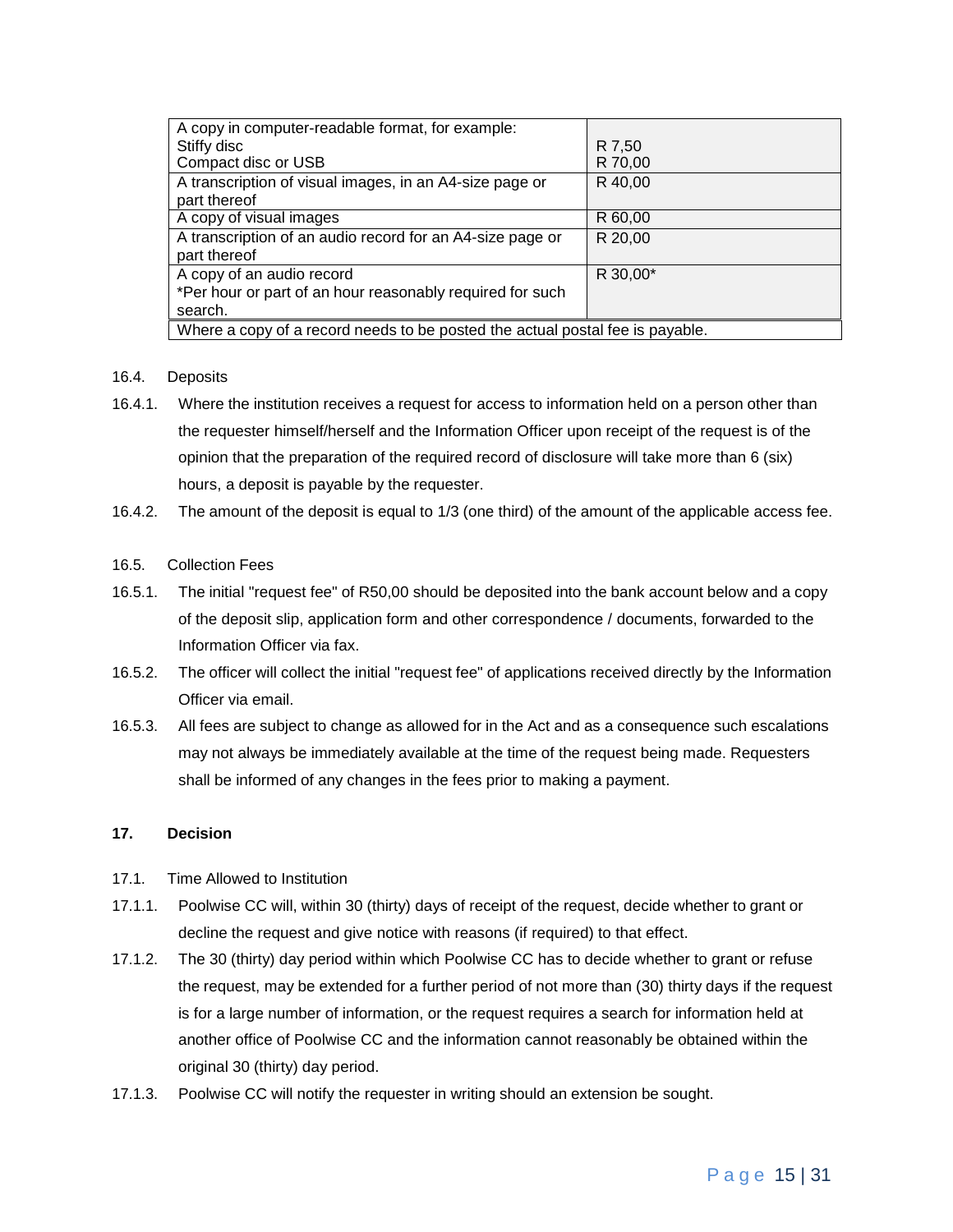| A copy in computer-readable format, for example: Stiffy disc Compact disc or USB | R 7,50 R 70,00 |
|---|---|
| A transcription of visual images, in an A4-size page or part thereof | R 40,00 |
| A copy of visual images | R 60,00 |
| A transcription of an audio record for an A4-size page or part thereof | R 20,00 |
| A copy of an audio record *Per hour or part of an hour reasonably required for such search. | R 30,00* |
| Where a copy of a record needs to be posted the actual postal fee is payable. | |

16.4. Deposits

16.4.1. Where the institution receives a request for access to information held on a person other than the requester himself/herself and the Information Officer upon receipt of the request is of the opinion that the preparation of the required record of disclosure will take more than 6 (six) hours, a deposit is payable by the requester.

16.4.2. The amount of the deposit is equal to 1/3 (one third) of the amount of the applicable access fee.

16.5. Collection Fees

16.5.1. The initial "request fee" of R50,00 should be deposited into the bank account below and a copy of the deposit slip, application form and other correspondence / documents, forwarded to the Information Officer via fax.

16.5.2. The officer will collect the initial "request fee" of applications received directly by the Information Officer via email.

16.5.3. All fees are subject to change as allowed for in the Act and as a consequence such escalations may not always be immediately available at the time of the request being made. Requesters shall be informed of any changes in the fees prior to making a payment.

**17. Decision**

17.1. Time Allowed to Institution

17.1.1. Poolwise CC will, within 30 (thirty) days of receipt of the request, decide whether to grant or decline the request and give notice with reasons (if required) to that effect.

17.1.2. The 30 (thirty) day period within which Poolwise CC has to decide whether to grant or refuse the request, may be extended for a further period of not more than (30) thirty days if the request is for a large number of information, or the request requires a search for information held at another office of Poolwise CC and the information cannot reasonably be obtained within the original 30 (thirty) day period.

17.1.3. Poolwise CC will notify the requester in writing should an extension be sought.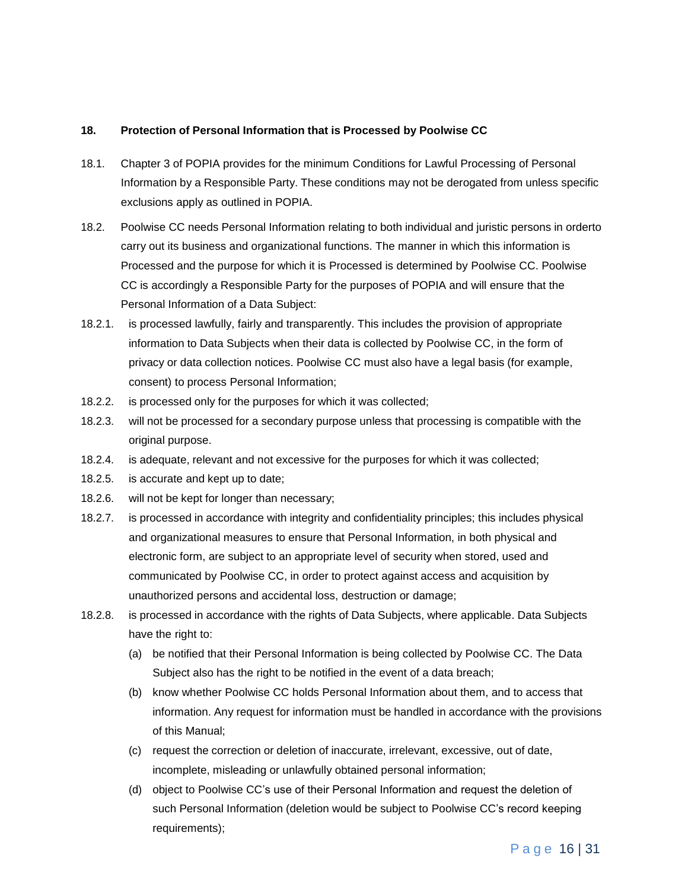## 18. Protection of Personal Information that is Processed by Poolwise CC

18.1. Chapter 3 of POPIA provides for the minimum Conditions for Lawful Processing of Personal Information by a Responsible Party. These conditions may not be derogated from unless specific exclusions apply as outlined in POPIA.

18.2. Poolwise CC needs Personal Information relating to both individual and juristic persons in orderto carry out its business and organizational functions. The manner in which this information is Processed and the purpose for which it is Processed is determined by Poolwise CC. Poolwise CC is accordingly a Responsible Party for the purposes of POPIA and will ensure that the Personal Information of a Data Subject:

18.2.1. is processed lawfully, fairly and transparently. This includes the provision of appropriate information to Data Subjects when their data is collected by Poolwise CC, in the form of privacy or data collection notices. Poolwise CC must also have a legal basis (for example, consent) to process Personal Information;

18.2.2. is processed only for the purposes for which it was collected;

18.2.3. will not be processed for a secondary purpose unless that processing is compatible with the original purpose.

18.2.4. is adequate, relevant and not excessive for the purposes for which it was collected;

18.2.5. is accurate and kept up to date;

18.2.6. will not be kept for longer than necessary;

18.2.7. is processed in accordance with integrity and confidentiality principles; this includes physical and organizational measures to ensure that Personal Information, in both physical and electronic form, are subject to an appropriate level of security when stored, used and communicated by Poolwise CC, in order to protect against access and acquisition by unauthorized persons and accidental loss, destruction or damage;

18.2.8. is processed in accordance with the rights of Data Subjects, where applicable. Data Subjects have the right to:

(a) be notified that their Personal Information is being collected by Poolwise CC. The Data Subject also has the right to be notified in the event of a data breach;

(b) know whether Poolwise CC holds Personal Information about them, and to access that information. Any request for information must be handled in accordance with the provisions of this Manual;

(c) request the correction or deletion of inaccurate, irrelevant, excessive, out of date, incomplete, misleading or unlawfully obtained personal information;

(d) object to Poolwise CC's use of their Personal Information and request the deletion of such Personal Information (deletion would be subject to Poolwise CC's record keeping requirements);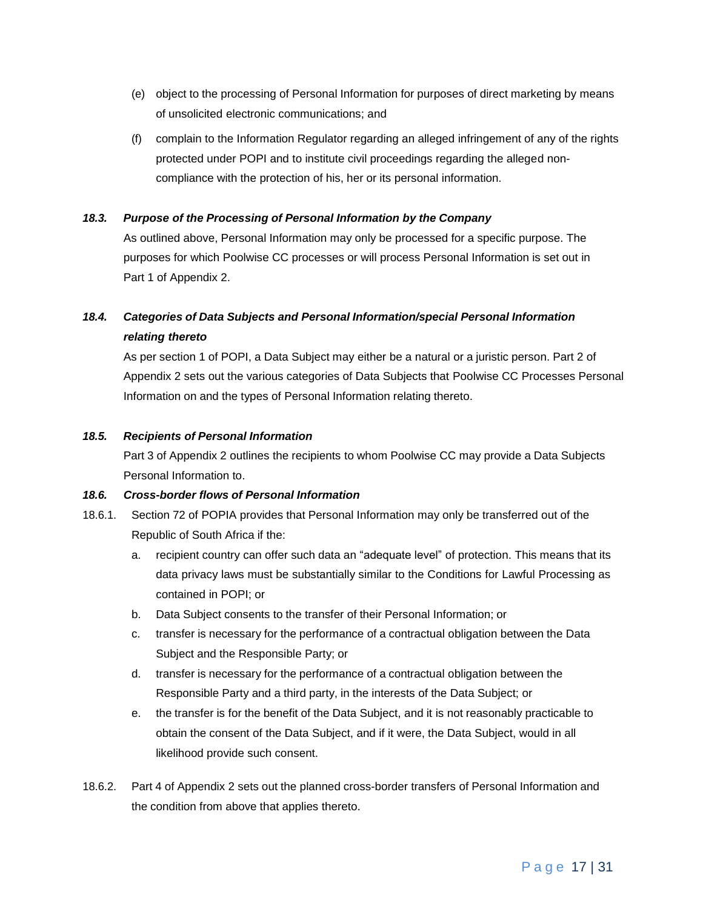(e) object to the processing of Personal Information for purposes of direct marketing by means of unsolicited electronic communications; and

(f) complain to the Information Regulator regarding an alleged infringement of any of the rights protected under POPI and to institute civil proceedings regarding the alleged non-compliance with the protection of his, her or its personal information.

***18.3. Purpose of the Processing of Personal Information by the Company***

As outlined above, Personal Information may only be processed for a specific purpose. The purposes for which Poolwise CC processes or will process Personal Information is set out in Part 1 of Appendix 2.

***18.4. Categories of Data Subjects and Personal Information/special Personal Information relating thereto***

As per section 1 of POPI, a Data Subject may either be a natural or a juristic person. Part 2 of Appendix 2 sets out the various categories of Data Subjects that Poolwise CC Processes Personal Information on and the types of Personal Information relating thereto.

***18.5. Recipients of Personal Information***

Part 3 of Appendix 2 outlines the recipients to whom Poolwise CC may provide a Data Subjects Personal Information to.

***18.6. Cross-border flows of Personal Information***

18.6.1. Section 72 of POPIA provides that Personal Information may only be transferred out of the Republic of South Africa if the:

a. recipient country can offer such data an “adequate level” of protection. This means that its data privacy laws must be substantially similar to the Conditions for Lawful Processing as contained in POPI; or

b. Data Subject consents to the transfer of their Personal Information; or

c. transfer is necessary for the performance of a contractual obligation between the Data Subject and the Responsible Party; or

d. transfer is necessary for the performance of a contractual obligation between the Responsible Party and a third party, in the interests of the Data Subject; or

e. the transfer is for the benefit of the Data Subject, and it is not reasonably practicable to obtain the consent of the Data Subject, and if it were, the Data Subject, would in all likelihood provide such consent.

18.6.2. Part 4 of Appendix 2 sets out the planned cross-border transfers of Personal Information and the condition from above that applies thereto.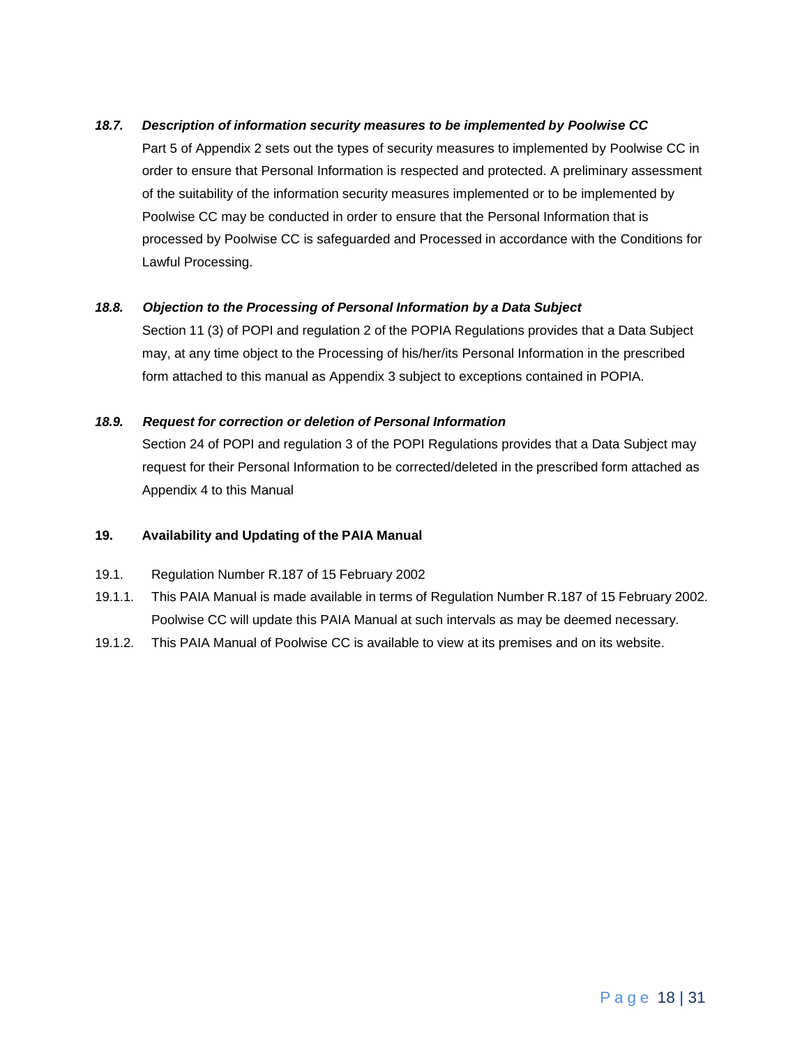### *18.7. Description of information security measures to be implemented by Poolwise CC*

Part 5 of Appendix 2 sets out the types of security measures to implemented by Poolwise CC in order to ensure that Personal Information is respected and protected. A preliminary assessment of the suitability of the information security measures implemented or to be implemented by Poolwise CC may be conducted in order to ensure that the Personal Information that is processed by Poolwise CC is safeguarded and Processed in accordance with the Conditions for Lawful Processing.

### *18.8. Objection to the Processing of Personal Information by a Data Subject*

Section 11 (3) of POPI and regulation 2 of the POPIA Regulations provides that a Data Subject may, at any time object to the Processing of his/her/its Personal Information in the prescribed form attached to this manual as Appendix 3 subject to exceptions contained in POPIA.

### *18.9. Request for correction or deletion of Personal Information*

Section 24 of POPI and regulation 3 of the POPI Regulations provides that a Data Subject may request for their Personal Information to be corrected/deleted in the prescribed form attached as Appendix 4 to this Manual

## 19. Availability and Updating of the PAIA Manual

19.1. Regulation Number R.187 of 15 February 2002

19.1.1. This PAIA Manual is made available in terms of Regulation Number R.187 of 15 February 2002. Poolwise CC will update this PAIA Manual at such intervals as may be deemed necessary.

19.1.2. This PAIA Manual of Poolwise CC is available to view at its premises and on its website.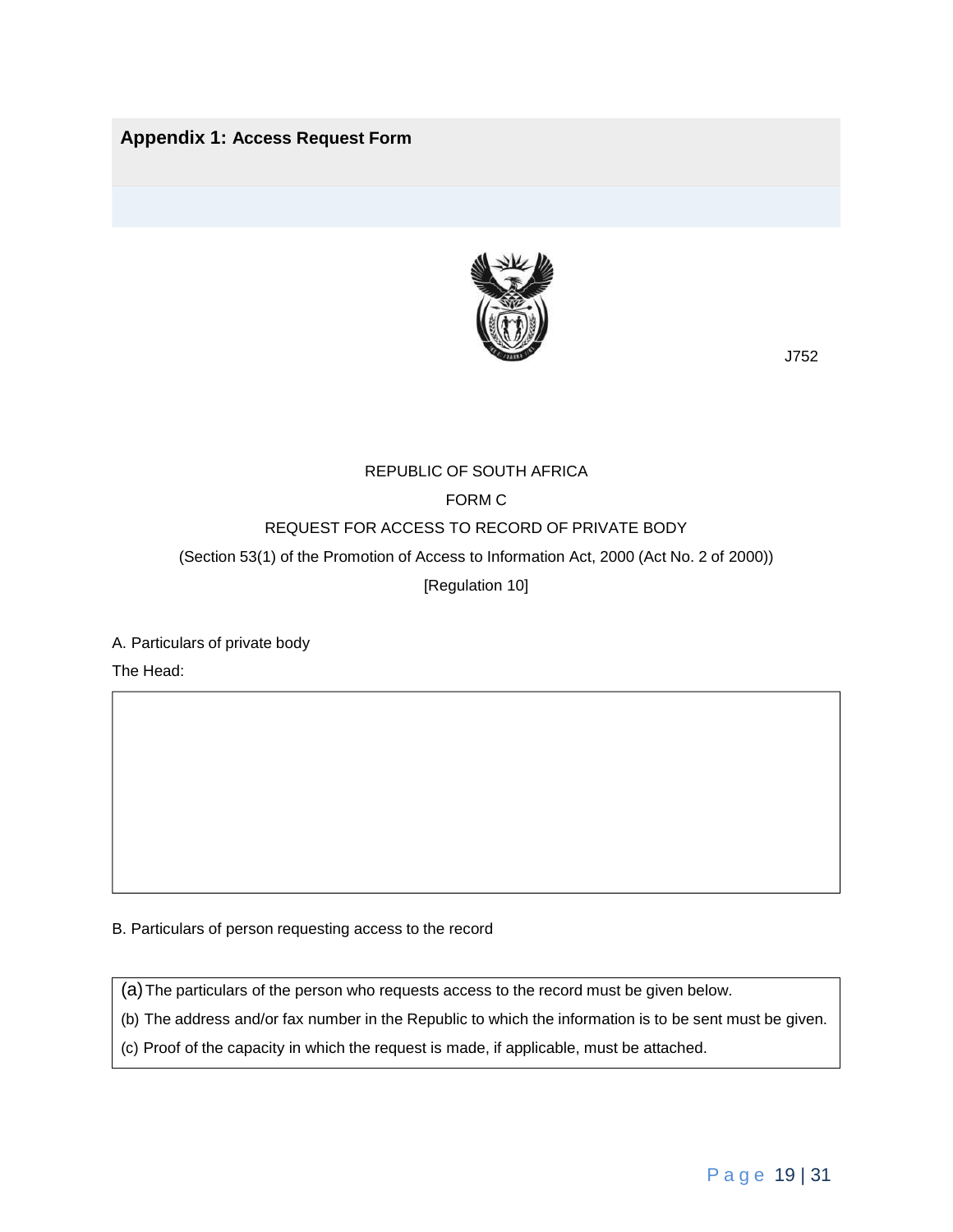## Appendix 1: Access Request Form

J752

REPUBLIC OF SOUTH AFRICA

FORM C

REQUEST FOR ACCESS TO RECORD OF PRIVATE BODY

(Section 53(1) of the Promotion of Access to Information Act, 2000 (Act No. 2 of 2000))

[Regulation 10]

A. Particulars of private body

The Head:

B. Particulars of person requesting access to the record

(a) The particulars of the person who requests access to the record must be given below.

(b) The address and/or fax number in the Republic to which the information is to be sent must be given.

(c) Proof of the capacity in which the request is made, if applicable, must be attached.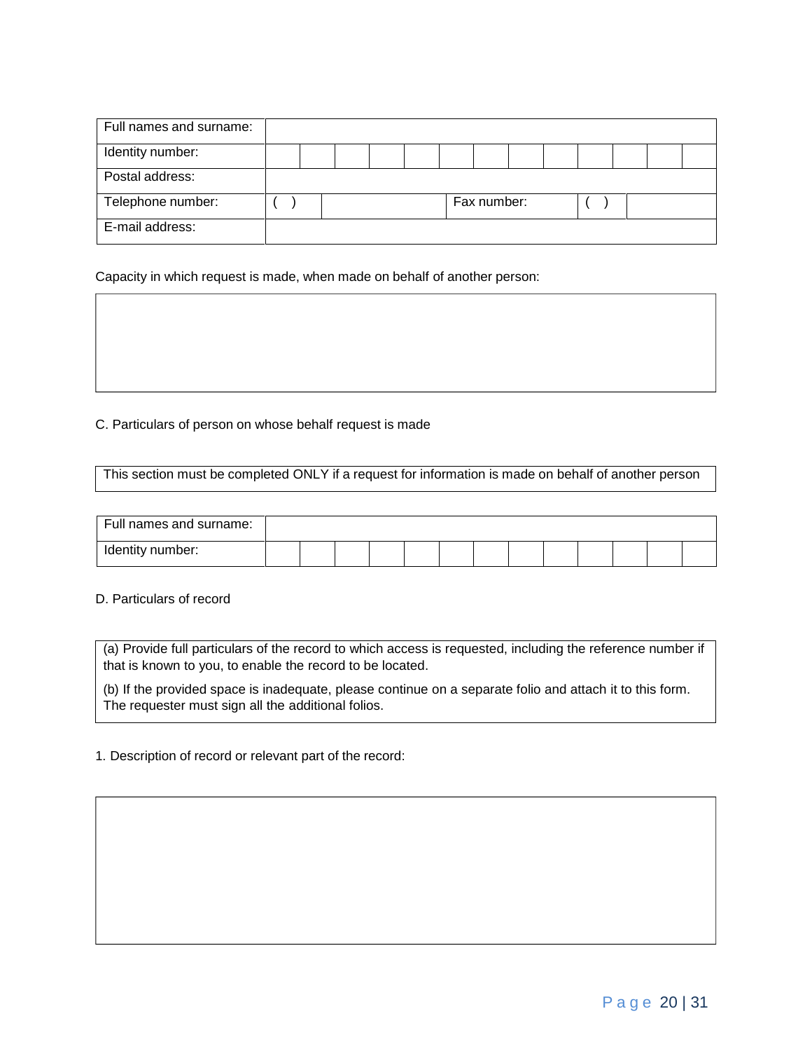| Full names and surname: | | | | | | | | | | | | | |
|---|---|---|---|---|---|---|---|---|---|---|---|---|---|
| Identity number: | | | | | | | | | | | | | |
| Postal address: | | | | | | | | | | | | | |
| Telephone number: | ( ) | | | | Fax number: | | | ( ) | | | | | |
| E-mail address: | | | | | | | | | | | | | |

Capacity in which request is made, when made on behalf of another person:

| |
|---|
| |

C. Particulars of person on whose behalf request is made

| This section must be completed ONLY if a request for information is made on behalf of another person |
|---|

| Full names and surname: | | | | | | | | | | | | | |
|---|---|---|---|---|---|---|---|---|---|---|---|---|---|
| Identity number: | | | | | | | | | | | | | |

D. Particulars of record

| (a) Provide full particulars of the record to which access is requested, including the reference number if that is known to you, to enable the record to be located.<br><br>(b) If the provided space is inadequate, please continue on a separate folio and attach it to this form. The requester must sign all the additional folios. |
|---|

1. Description of record or relevant part of the record:

| |
|---|
| |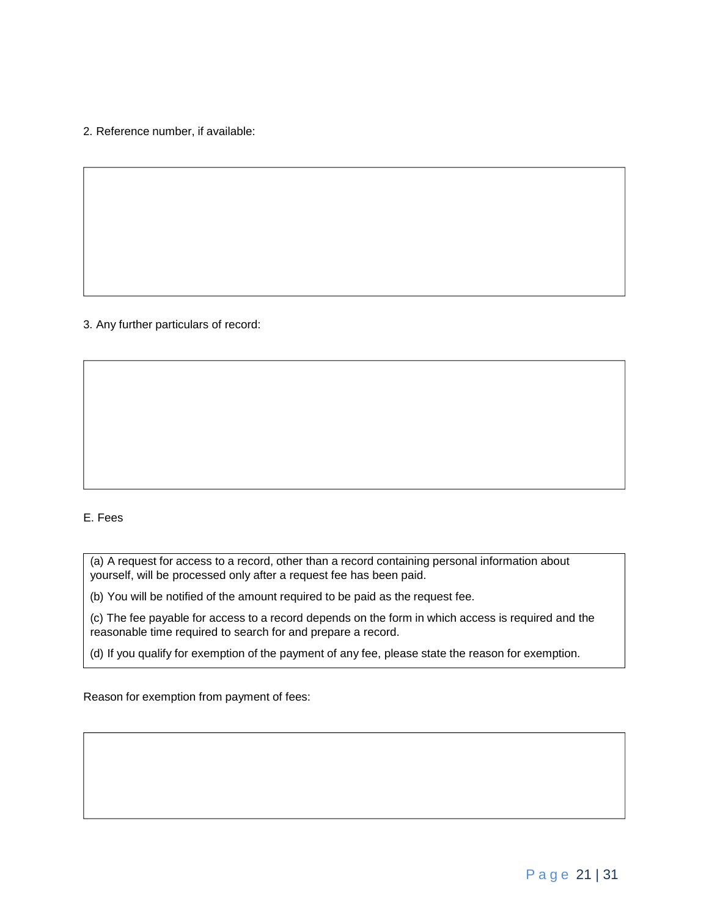2. Reference number, if available:

3. Any further particulars of record:

E. Fees

(a) A request for access to a record, other than a record containing personal information about yourself, will be processed only after a request fee has been paid.

(b) You will be notified of the amount required to be paid as the request fee.

(c) The fee payable for access to a record depends on the form in which access is required and the reasonable time required to search for and prepare a record.

(d) If you qualify for exemption of the payment of any fee, please state the reason for exemption.

Reason for exemption from payment of fees: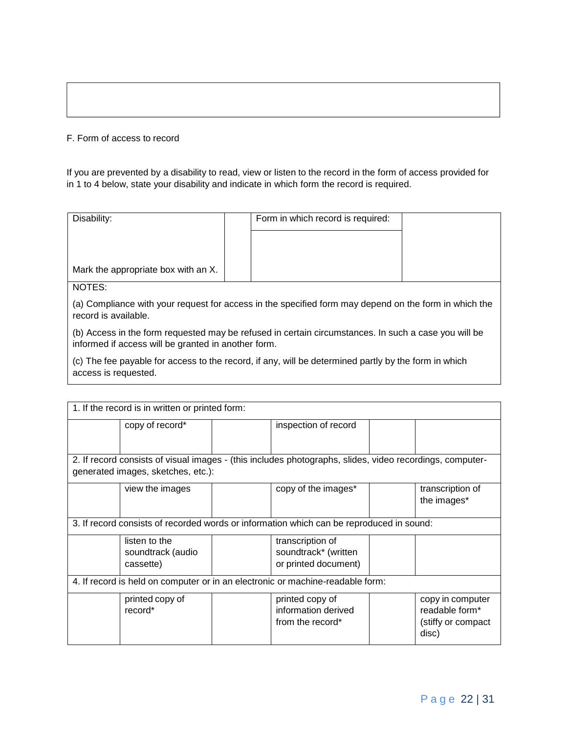F. Form of access to record

If you are prevented by a disability to read, view or listen to the record in the form of access provided for in 1 to 4 below, state your disability and indicate in which form the record is required.

| Disability: | | Form in which record is required: | |
|---|---|---|---|
| Mark the appropriate box with an X. | | | |

NOTES:

(a) Compliance with your request for access in the specified form may depend on the form in which the record is available.

(b) Access in the form requested may be refused in certain circumstances. In such a case you will be informed if access will be granted in another form.

(c) The fee payable for access to the record, if any, will be determined partly by the form in which access is requested.

| 1. If the record is in written or printed form: | | | | | |
|---|---|---|---|---|---|
| | copy of record* | | inspection of record | | |
| **2. If record consists of visual images - (this includes photographs, slides, video recordings, computer-generated images, sketches, etc.):** | | | | | |
| | view the images | | copy of the images* | | transcription of the images* |
| **3. If record consists of recorded words or information which can be reproduced in sound:** | | | | | |
| | listen to the soundtrack (audio cassette) | | transcription of soundtrack* (written or printed document) | | |
| **4. If record is held on computer or in an electronic or machine-readable form:** | | | | | |
| | printed copy of record* | | printed copy of information derived from the record* | | copy in computer readable form* (stiffy or compact disc) |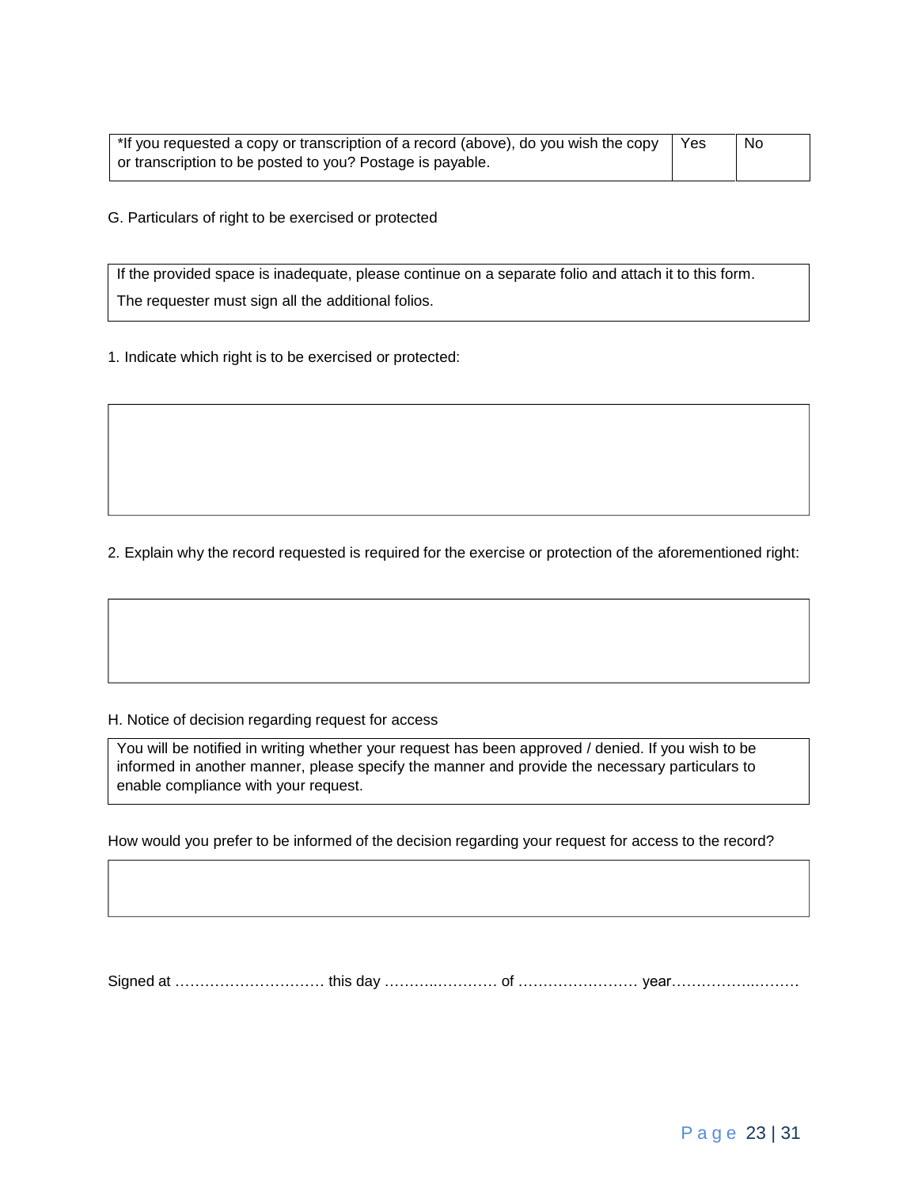| *If you requested a copy or transcription of a record (above), do you wish the copy or transcription to be posted to you? Postage is payable. | Yes | No |
|---|---|---|

G. Particulars of right to be exercised or protected

| If the provided space is inadequate, please continue on a separate folio and attach it to this form. The requester must sign all the additional folios. |
|---|

1. Indicate which right is to be exercised or protected:

| |
|---|
| |

2. Explain why the record requested is required for the exercise or protection of the aforementioned right:

| |
|---|
| |

H. Notice of decision regarding request for access

| You will be notified in writing whether your request has been approved / denied. If you wish to be informed in another manner, please specify the manner and provide the necessary particulars to enable compliance with your request. |
|---|

How would you prefer to be informed of the decision regarding your request for access to the record?

| |
|---|
| |

Signed at ………………………… this day ……….………… of …………………… year……………..………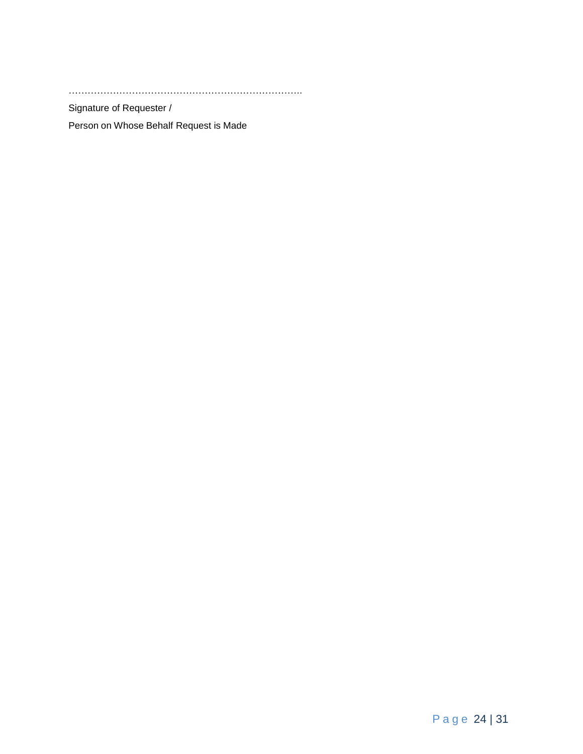…………………………………………………………………

Signature of Requester /

Person on Whose Behalf Request is Made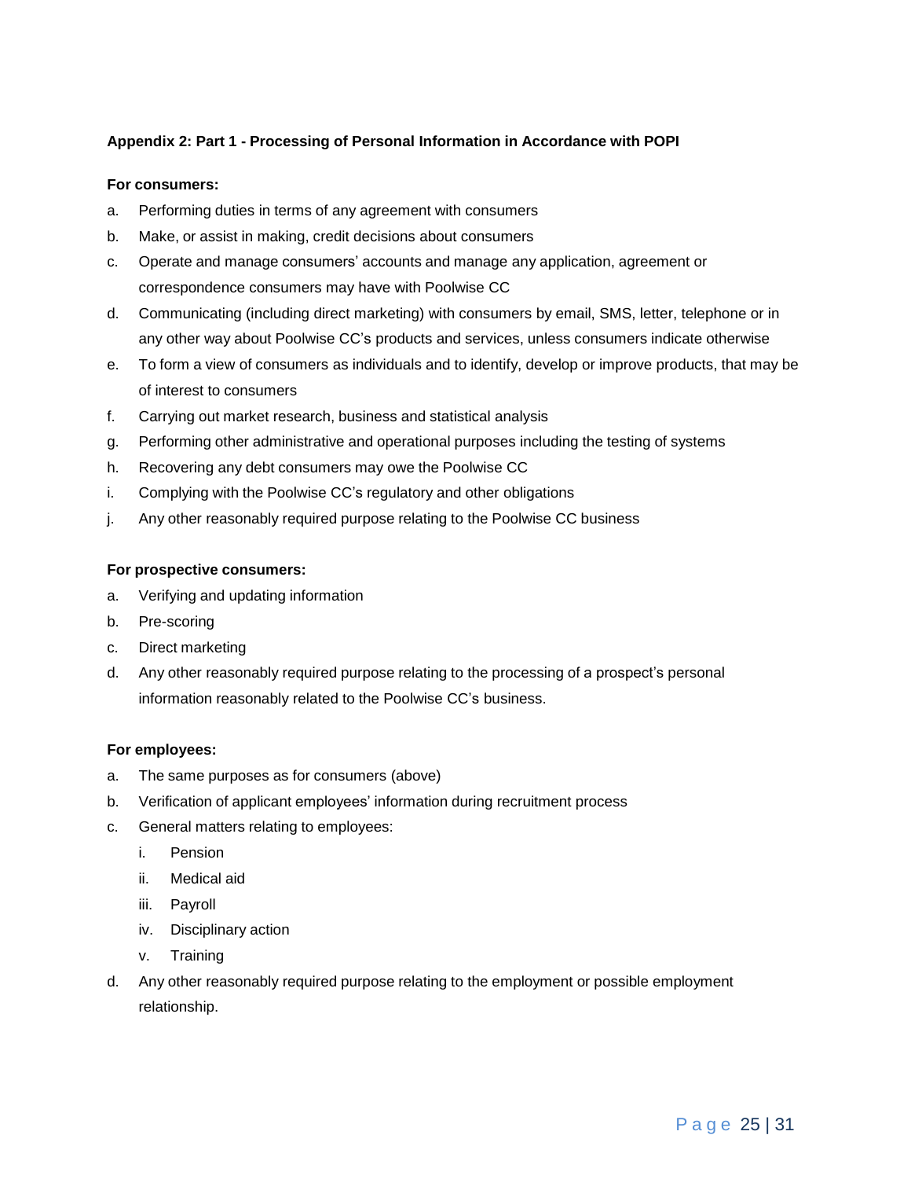**Appendix 2: Part 1 - Processing of Personal Information in Accordance with POPI**

**For consumers:**

a. Performing duties in terms of any agreement with consumers
b. Make, or assist in making, credit decisions about consumers
c. Operate and manage consumers' accounts and manage any application, agreement or correspondence consumers may have with Poolwise CC
d. Communicating (including direct marketing) with consumers by email, SMS, letter, telephone or in any other way about Poolwise CC's products and services, unless consumers indicate otherwise
e. To form a view of consumers as individuals and to identify, develop or improve products, that may be of interest to consumers
f. Carrying out market research, business and statistical analysis
g. Performing other administrative and operational purposes including the testing of systems
h. Recovering any debt consumers may owe the Poolwise CC
i. Complying with the Poolwise CC's regulatory and other obligations
j. Any other reasonably required purpose relating to the Poolwise CC business

**For prospective consumers:**

a. Verifying and updating information
b. Pre-scoring
c. Direct marketing
d. Any other reasonably required purpose relating to the processing of a prospect's personal information reasonably related to the Poolwise CC's business.

**For employees:**

a. The same purposes as for consumers (above)
b. Verification of applicant employees' information during recruitment process
c. General matters relating to employees:
   i. Pension
   ii. Medical aid
   iii. Payroll
   iv. Disciplinary action
   v. Training
d. Any other reasonably required purpose relating to the employment or possible employment relationship.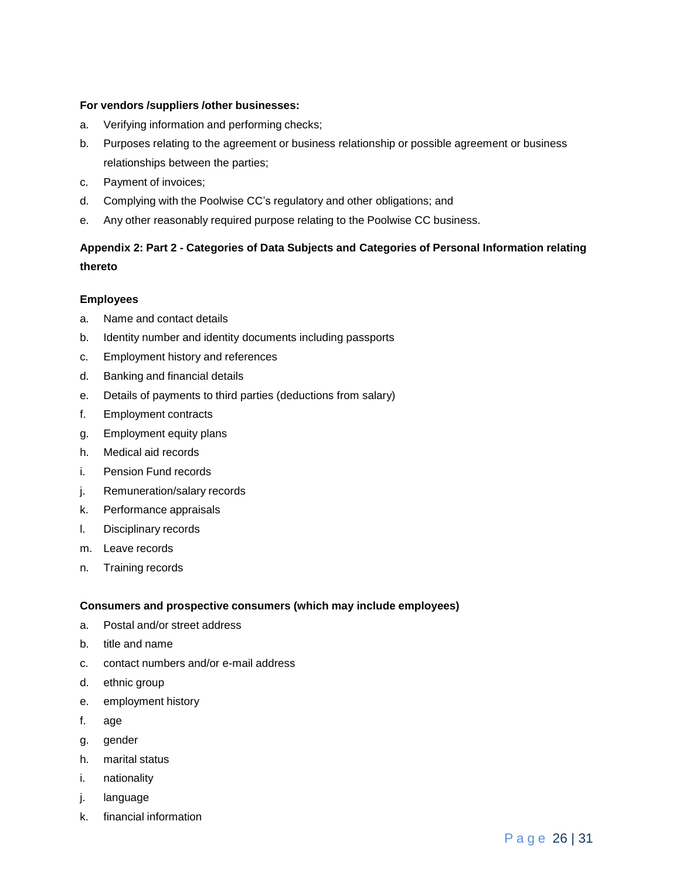**For vendors /suppliers /other businesses:**

a. Verifying information and performing checks;
b. Purposes relating to the agreement or business relationship or possible agreement or business relationships between the parties;
c. Payment of invoices;
d. Complying with the Poolwise CC's regulatory and other obligations; and
e. Any other reasonably required purpose relating to the Poolwise CC business.

**Appendix 2: Part 2 - Categories of Data Subjects and Categories of Personal Information relating thereto**

**Employees**

a. Name and contact details
b. Identity number and identity documents including passports
c. Employment history and references
d. Banking and financial details
e. Details of payments to third parties (deductions from salary)
f. Employment contracts
g. Employment equity plans
h. Medical aid records
i. Pension Fund records
j. Remuneration/salary records
k. Performance appraisals
l. Disciplinary records
m. Leave records
n. Training records

**Consumers and prospective consumers (which may include employees)**

a. Postal and/or street address
b. title and name
c. contact numbers and/or e-mail address
d. ethnic group
e. employment history
f. age
g. gender
h. marital status
i. nationality
j. language
k. financial information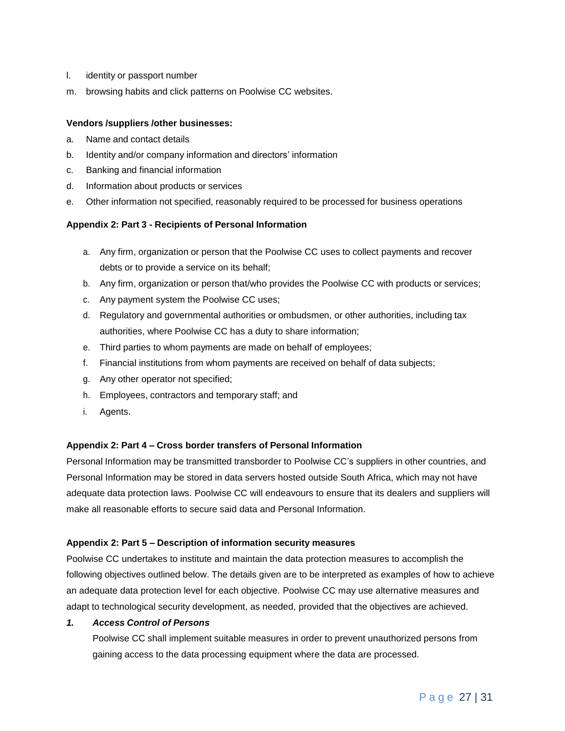l. identity or passport number
m. browsing habits and click patterns on Poolwise CC websites.

**Vendors /suppliers /other businesses:**

a. Name and contact details
b. Identity and/or company information and directors' information
c. Banking and financial information
d. Information about products or services
e. Other information not specified, reasonably required to be processed for business operations

**Appendix 2: Part 3 - Recipients of Personal Information**

a. Any firm, organization or person that the Poolwise CC uses to collect payments and recover debts or to provide a service on its behalf;
b. Any firm, organization or person that/who provides the Poolwise CC with products or services;
c. Any payment system the Poolwise CC uses;
d. Regulatory and governmental authorities or ombudsmen, or other authorities, including tax authorities, where Poolwise CC has a duty to share information;
e. Third parties to whom payments are made on behalf of employees;
f. Financial institutions from whom payments are received on behalf of data subjects;
g. Any other operator not specified;
h. Employees, contractors and temporary staff; and
i. Agents.

**Appendix 2: Part 4 – Cross border transfers of Personal Information**

Personal Information may be transmitted transborder to Poolwise CC's suppliers in other countries, and Personal Information may be stored in data servers hosted outside South Africa, which may not have adequate data protection laws. Poolwise CC will endeavours to ensure that its dealers and suppliers will make all reasonable efforts to secure said data and Personal Information.

**Appendix 2: Part 5 – Description of information security measures**

Poolwise CC undertakes to institute and maintain the data protection measures to accomplish the following objectives outlined below. The details given are to be interpreted as examples of how to achieve an adequate data protection level for each objective. Poolwise CC may use alternative measures and adapt to technological security development, as needed, provided that the objectives are achieved.

***1. Access Control of Persons***

Poolwise CC shall implement suitable measures in order to prevent unauthorized persons from gaining access to the data processing equipment where the data are processed.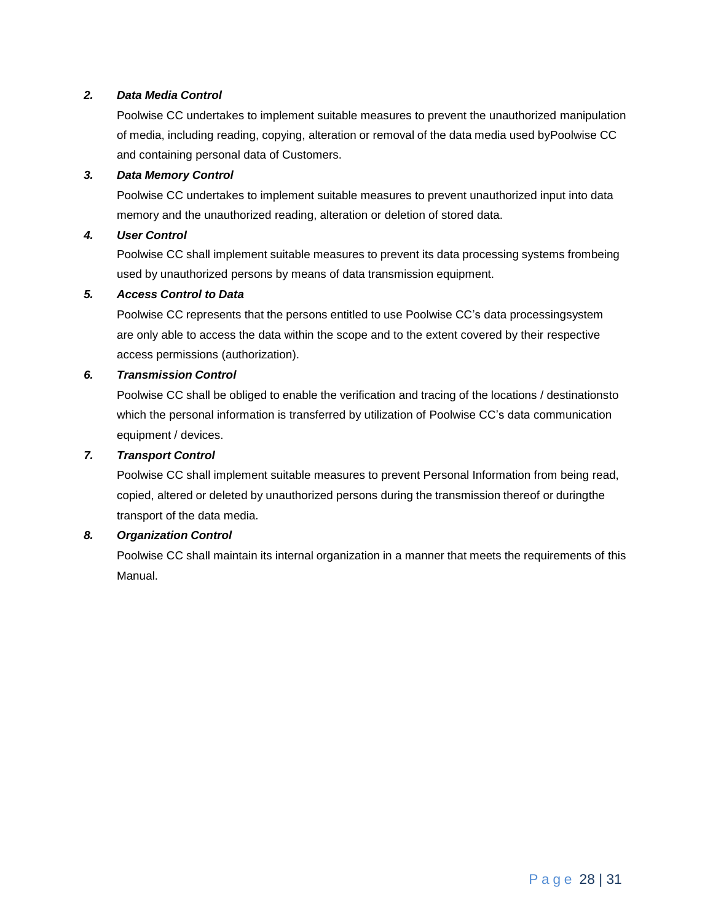***2. Data Media Control***

Poolwise CC undertakes to implement suitable measures to prevent the unauthorized manipulation of media, including reading, copying, alteration or removal of the data media used byPoolwise CC and containing personal data of Customers.

***3. Data Memory Control***

Poolwise CC undertakes to implement suitable measures to prevent unauthorized input into data memory and the unauthorized reading, alteration or deletion of stored data.

***4. User Control***

Poolwise CC shall implement suitable measures to prevent its data processing systems frombeing used by unauthorized persons by means of data transmission equipment.

***5. Access Control to Data***

Poolwise CC represents that the persons entitled to use Poolwise CC's data processingsystem are only able to access the data within the scope and to the extent covered by their respective access permissions (authorization).

***6. Transmission Control***

Poolwise CC shall be obliged to enable the verification and tracing of the locations / destinationsto which the personal information is transferred by utilization of Poolwise CC's data communication equipment / devices.

***7. Transport Control***

Poolwise CC shall implement suitable measures to prevent Personal Information from being read, copied, altered or deleted by unauthorized persons during the transmission thereof or duringthe transport of the data media.

***8. Organization Control***

Poolwise CC shall maintain its internal organization in a manner that meets the requirements of this Manual.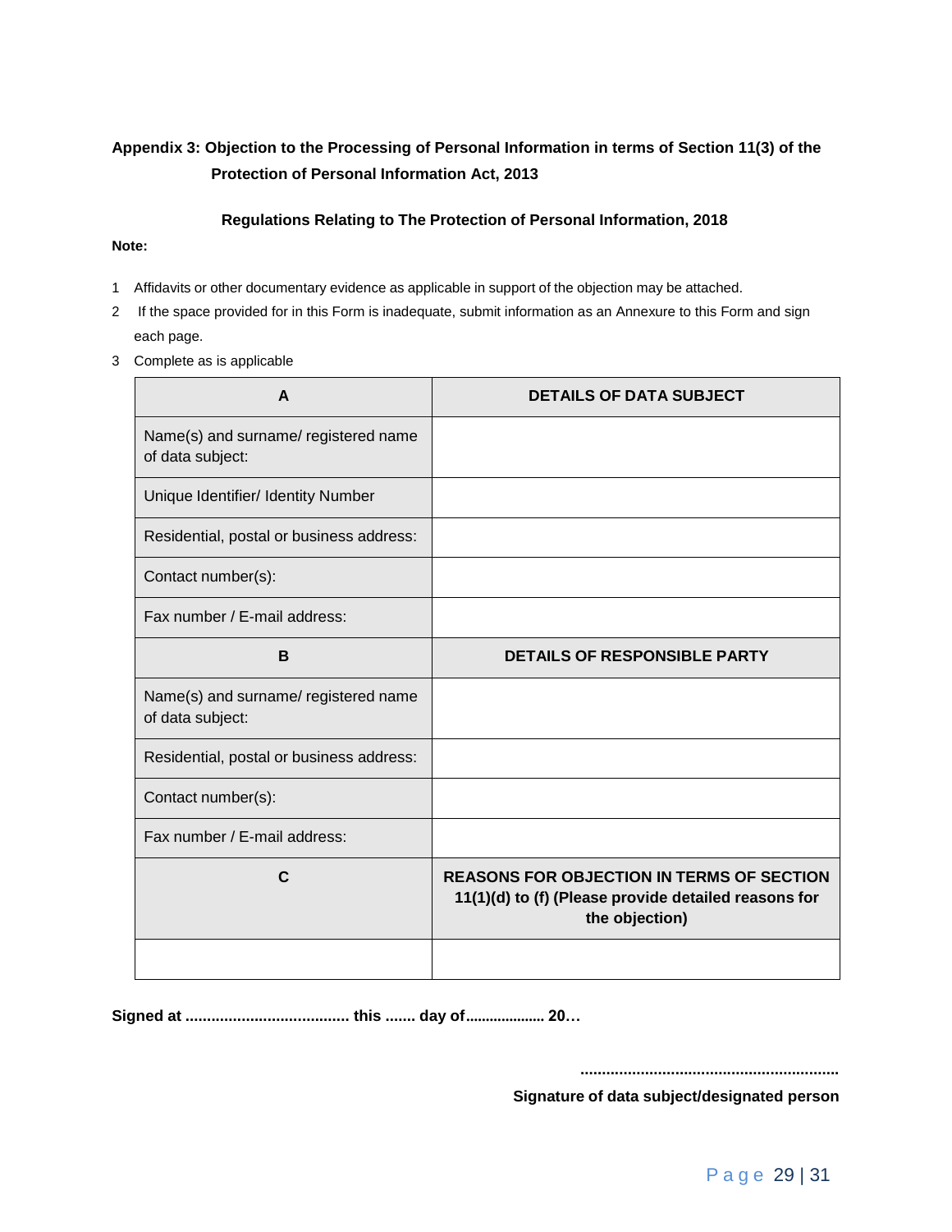## Appendix 3: Objection to the Processing of Personal Information in terms of Section 11(3) of the Protection of Personal Information Act, 2013

### Regulations Relating to The Protection of Personal Information, 2018

**Note:**

1 Affidavits or other documentary evidence as applicable in support of the objection may be attached.
2 If the space provided for in this Form is inadequate, submit information as an Annexure to this Form and sign each page.
3 Complete as is applicable

| A | DETAILS OF DATA SUBJECT |
|---|---|
| Name(s) and surname/ registered name of data subject: | |
| Unique Identifier/ Identity Number | |
| Residential, postal or business address: | |
| Contact number(s): | |
| Fax number / E-mail address: | |
| **B** | **DETAILS OF RESPONSIBLE PARTY** |
| Name(s) and surname/ registered name of data subject: | |
| Residential, postal or business address: | |
| Contact number(s): | |
| Fax number / E-mail address: | |
| **C** | **REASONS FOR OBJECTION IN TERMS OF SECTION 11(1)(d) to (f) (Please provide detailed reasons for the objection)** |
| | |

**Signed at ...................................... this ....... day of.................... 20…**

...........................................................
**Signature of data subject/designated person**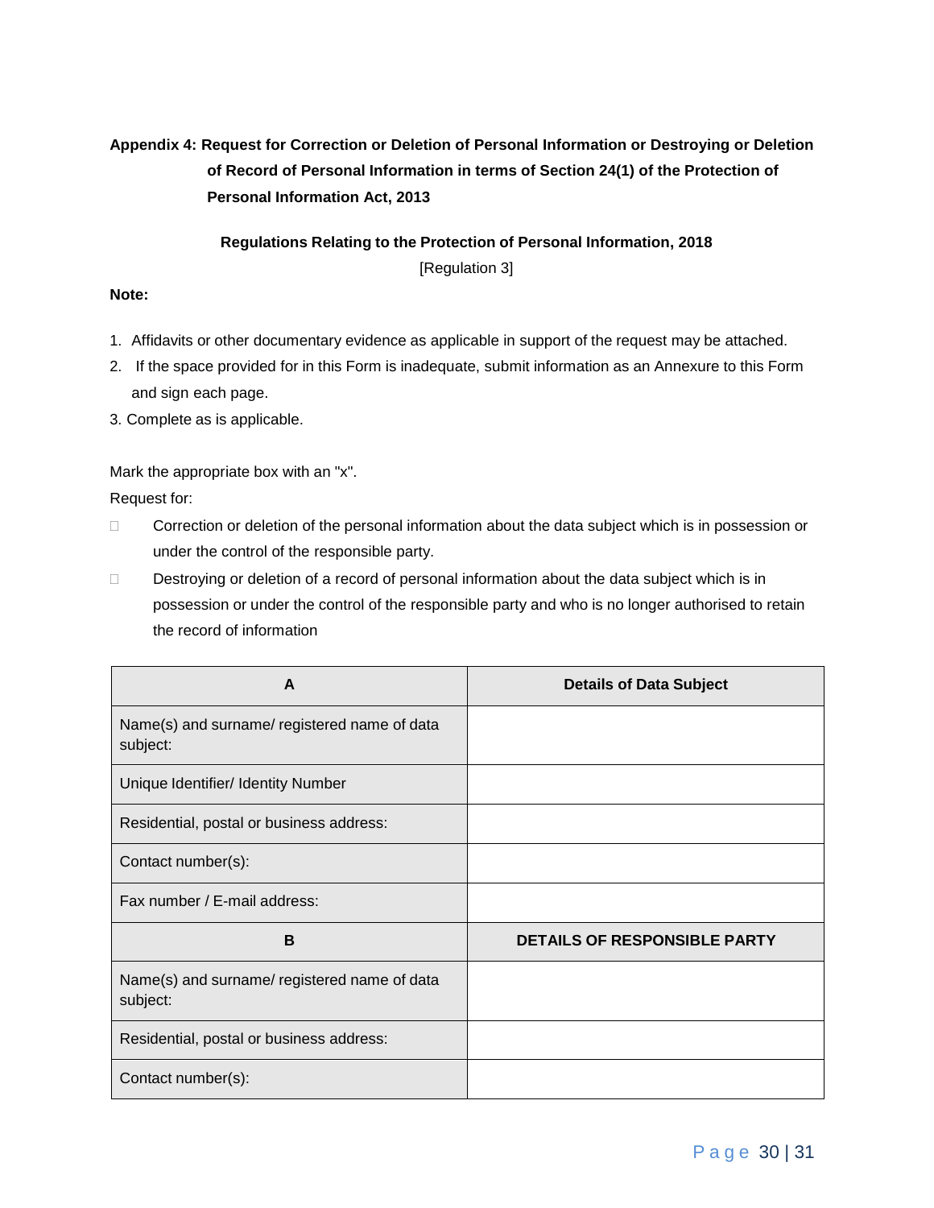## Appendix 4: Request for Correction or Deletion of Personal Information or Destroying or Deletion of Record of Personal Information in terms of Section 24(1) of the Protection of Personal Information Act, 2013

**Regulations Relating to the Protection of Personal Information, 2018**

[Regulation 3]

**Note:**

1. Affidavits or other documentary evidence as applicable in support of the request may be attached.
2. If the space provided for in this Form is inadequate, submit information as an Annexure to this Form and sign each page.
3. Complete as is applicable.

Mark the appropriate box with an "x".

Request for:

- ☐ Correction or deletion of the personal information about the data subject which is in possession or under the control of the responsible party.
- ☐ Destroying or deletion of a record of personal information about the data subject which is in possession or under the control of the responsible party and who is no longer authorised to retain the record of information

| A | Details of Data Subject |
|---|---|
| Name(s) and surname/ registered name of data subject: | |
| Unique Identifier/ Identity Number | |
| Residential, postal or business address: | |
| Contact number(s): | |
| Fax number / E-mail address: | |
| **B** | **DETAILS OF RESPONSIBLE PARTY** |
| Name(s) and surname/ registered name of data subject: | |
| Residential, postal or business address: | |
| Contact number(s): | |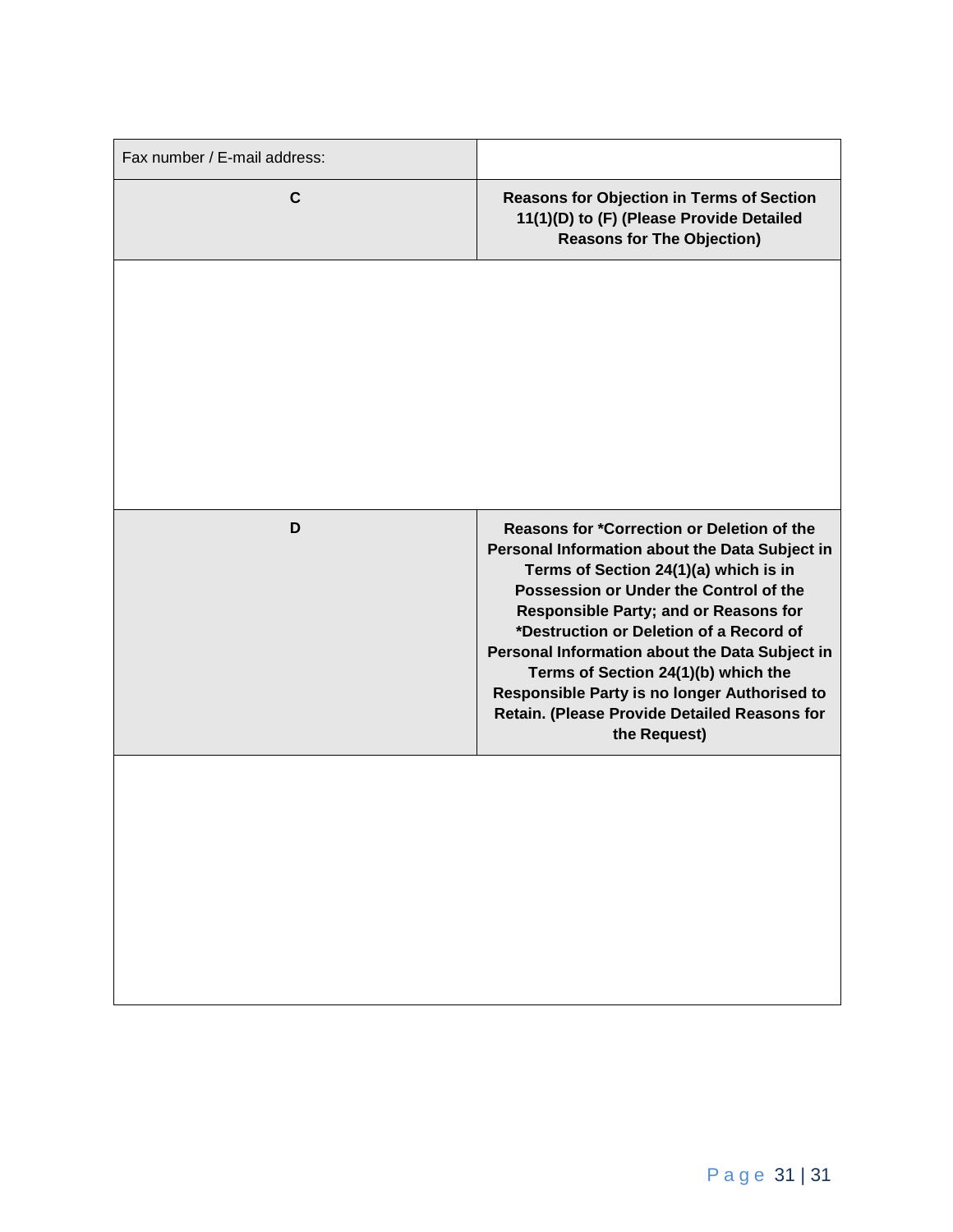| | |
|---|---|
| Fax number / E-mail address: | |
| **C** | **Reasons for Objection in Terms of Section 11(1)(D) to (F) (Please Provide Detailed Reasons for The Objection)** |
| | |
| **D** | **Reasons for *Correction or Deletion of the Personal Information about the Data Subject in Terms of Section 24(1)(a) which is in Possession or Under the Control of the Responsible Party; and or Reasons for *Destruction or Deletion of a Record of Personal Information about the Data Subject in Terms of Section 24(1)(b) which the Responsible Party is no longer Authorised to Retain. (Please Provide Detailed Reasons for the Request)** |
| | |